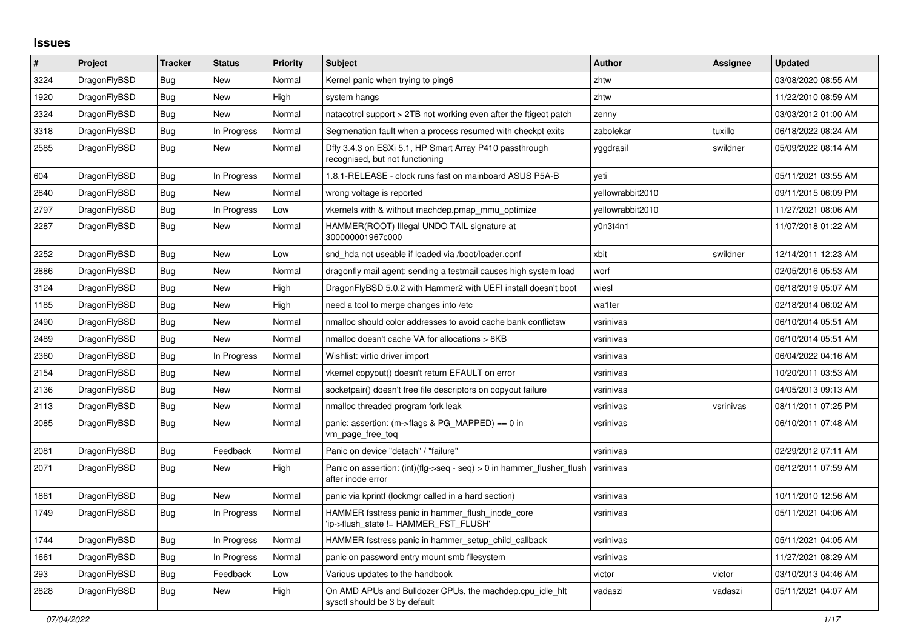# Issues

| # | Project | Tracker | Status | Priority | Subject | Author | Assignee | Updated |
|---|---|---|---|---|---|---|---|---|
| 3224 | DragonFlyBSD | Bug | New | Normal | Kernel panic when trying to ping6 | zhtw | | 03/08/2020 08:55 AM |
| 1920 | DragonFlyBSD | Bug | New | High | system hangs | zhtw | | 11/22/2010 08:59 AM |
| 2324 | DragonFlyBSD | Bug | New | Normal | natacotrol support > 2TB not working even after the ftigeot patch | zenny | | 03/03/2012 01:00 AM |
| 3318 | DragonFlyBSD | Bug | In Progress | Normal | Segmenation fault when a process resumed with checkpt exits | zabolekar | tuxillo | 06/18/2022 08:24 AM |
| 2585 | DragonFlyBSD | Bug | New | Normal | Dfly 3.4.3 on ESXi 5.1, HP Smart Array P410 passthrough recognised, but not functioning | yggdrasil | swildner | 05/09/2022 08:14 AM |
| 604 | DragonFlyBSD | Bug | In Progress | Normal | 1.8.1-RELEASE - clock runs fast on mainboard ASUS P5A-B | yeti | | 05/11/2021 03:55 AM |
| 2840 | DragonFlyBSD | Bug | New | Normal | wrong voltage is reported | yellowrabbit2010 | | 09/11/2015 06:09 PM |
| 2797 | DragonFlyBSD | Bug | In Progress | Low | vkernels with & without machdep.pmap_mmu_optimize | yellowrabbit2010 | | 11/27/2021 08:06 AM |
| 2287 | DragonFlyBSD | Bug | New | Normal | HAMMER(ROOT) Illegal UNDO TAIL signature at 300000001967c000 | y0n3t4n1 | | 11/07/2018 01:22 AM |
| 2252 | DragonFlyBSD | Bug | New | Low | snd_hda not useable if loaded via /boot/loader.conf | xbit | swildner | 12/14/2011 12:23 AM |
| 2886 | DragonFlyBSD | Bug | New | Normal | dragonfly mail agent: sending a testmail causes high system load | worf | | 02/05/2016 05:53 AM |
| 3124 | DragonFlyBSD | Bug | New | High | DragonFlyBSD 5.0.2 with Hammer2 with UEFI install doesn't boot | wiesl | | 06/18/2019 05:07 AM |
| 1185 | DragonFlyBSD | Bug | New | High | need a tool to merge changes into /etc | wa1ter | | 02/18/2014 06:02 AM |
| 2490 | DragonFlyBSD | Bug | New | Normal | nmalloc should color addresses to avoid cache bank conflictsw | vsrinivas | | 06/10/2014 05:51 AM |
| 2489 | DragonFlyBSD | Bug | New | Normal | nmalloc doesn't cache VA for allocations > 8KB | vsrinivas | | 06/10/2014 05:51 AM |
| 2360 | DragonFlyBSD | Bug | In Progress | Normal | Wishlist: virtio driver import | vsrinivas | | 06/04/2022 04:16 AM |
| 2154 | DragonFlyBSD | Bug | New | Normal | vkernel copyout() doesn't return EFAULT on error | vsrinivas | | 10/20/2011 03:53 AM |
| 2136 | DragonFlyBSD | Bug | New | Normal | socketpair() doesn't free file descriptors on copyout failure | vsrinivas | | 04/05/2013 09:13 AM |
| 2113 | DragonFlyBSD | Bug | New | Normal | nmalloc threaded program fork leak | vsrinivas | vsrinivas | 08/11/2011 07:25 PM |
| 2085 | DragonFlyBSD | Bug | New | Normal | panic: assertion: (m->flags & PG_MAPPED) == 0 in vm_page_free_toq | vsrinivas | | 06/10/2011 07:48 AM |
| 2081 | DragonFlyBSD | Bug | Feedback | Normal | Panic on device "detach" / "failure" | vsrinivas | | 02/29/2012 07:11 AM |
| 2071 | DragonFlyBSD | Bug | New | High | Panic on assertion: (int)(flg->seq - seq) > 0 in hammer_flusher_flush after inode error | vsrinivas | | 06/12/2011 07:59 AM |
| 1861 | DragonFlyBSD | Bug | New | Normal | panic via kprintf (lockmgr called in a hard section) | vsrinivas | | 10/11/2010 12:56 AM |
| 1749 | DragonFlyBSD | Bug | In Progress | Normal | HAMMER fsstress panic in hammer_flush_inode_core 'ip->flush_state != HAMMER_FST_FLUSH' | vsrinivas | | 05/11/2021 04:06 AM |
| 1744 | DragonFlyBSD | Bug | In Progress | Normal | HAMMER fsstress panic in hammer_setup_child_callback | vsrinivas | | 05/11/2021 04:05 AM |
| 1661 | DragonFlyBSD | Bug | In Progress | Normal | panic on password entry mount smb filesystem | vsrinivas | | 11/27/2021 08:29 AM |
| 293 | DragonFlyBSD | Bug | Feedback | Low | Various updates to the handbook | victor | victor | 03/10/2013 04:46 AM |
| 2828 | DragonFlyBSD | Bug | New | High | On AMD APUs and Bulldozer CPUs, the machdep.cpu_idle_hlt sysctl should be 3 by default | vadaszi | vadaszi | 05/11/2021 04:07 AM |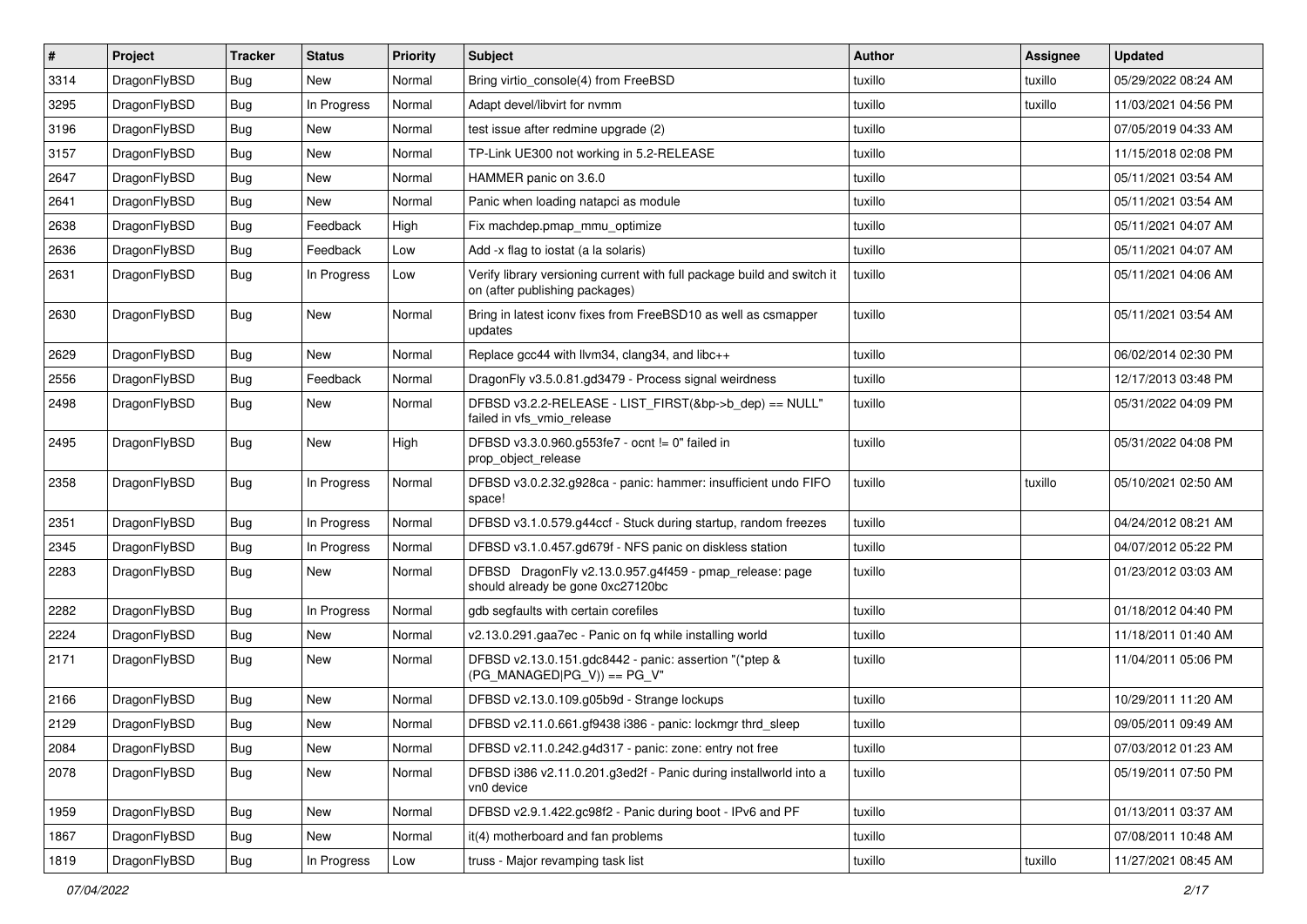| # | Project | Tracker | Status | Priority | Subject | Author | Assignee | Updated |
|---|---|---|---|---|---|---|---|---|
| 3314 | DragonFlyBSD | Bug | New | Normal | Bring virtio_console(4) from FreeBSD | tuxillo | tuxillo | 05/29/2022 08:24 AM |
| 3295 | DragonFlyBSD | Bug | In Progress | Normal | Adapt devel/libvirt for nvmm | tuxillo | tuxillo | 11/03/2021 04:56 PM |
| 3196 | DragonFlyBSD | Bug | New | Normal | test issue after redmine upgrade (2) | tuxillo | | 07/05/2019 04:33 AM |
| 3157 | DragonFlyBSD | Bug | New | Normal | TP-Link UE300 not working in 5.2-RELEASE | tuxillo | | 11/15/2018 02:08 PM |
| 2647 | DragonFlyBSD | Bug | New | Normal | HAMMER panic on 3.6.0 | tuxillo | | 05/11/2021 03:54 AM |
| 2641 | DragonFlyBSD | Bug | New | Normal | Panic when loading natapci as module | tuxillo | | 05/11/2021 03:54 AM |
| 2638 | DragonFlyBSD | Bug | Feedback | High | Fix machdep.pmap_mmu_optimize | tuxillo | | 05/11/2021 04:07 AM |
| 2636 | DragonFlyBSD | Bug | Feedback | Low | Add -x flag to iostat (a la solaris) | tuxillo | | 05/11/2021 04:07 AM |
| 2631 | DragonFlyBSD | Bug | In Progress | Low | Verify library versioning current with full package build and switch it on (after publishing packages) | tuxillo | | 05/11/2021 04:06 AM |
| 2630 | DragonFlyBSD | Bug | New | Normal | Bring in latest iconv fixes from FreeBSD10 as well as csmapper updates | tuxillo | | 05/11/2021 03:54 AM |
| 2629 | DragonFlyBSD | Bug | New | Normal | Replace gcc44 with llvm34, clang34, and libc++ | tuxillo | | 06/02/2014 02:30 PM |
| 2556 | DragonFlyBSD | Bug | Feedback | Normal | DragonFly v3.5.0.81.gd3479 - Process signal weirdness | tuxillo | | 12/17/2013 03:48 PM |
| 2498 | DragonFlyBSD | Bug | New | Normal | DFBSD v3.2.2-RELEASE - LIST_FIRST(&bp->b_dep) == NULL" failed in vfs_vmio_release | tuxillo | | 05/31/2022 04:09 PM |
| 2495 | DragonFlyBSD | Bug | New | High | DFBSD v3.3.0.960.g553fe7 - ocnt != 0" failed in prop_object_release | tuxillo | | 05/31/2022 04:08 PM |
| 2358 | DragonFlyBSD | Bug | In Progress | Normal | DFBSD v3.0.2.32.g928ca - panic: hammer: insufficient undo FIFO space! | tuxillo | tuxillo | 05/10/2021 02:50 AM |
| 2351 | DragonFlyBSD | Bug | In Progress | Normal | DFBSD v3.1.0.579.g44ccf - Stuck during startup, random freezes | tuxillo | | 04/24/2012 08:21 AM |
| 2345 | DragonFlyBSD | Bug | In Progress | Normal | DFBSD v3.1.0.457.gd679f - NFS panic on diskless station | tuxillo | | 04/07/2012 05:22 PM |
| 2283 | DragonFlyBSD | Bug | New | Normal | DFBSD DragonFly v2.13.0.957.g4f459 - pmap_release: page should already be gone 0xc27120bc | tuxillo | | 01/23/2012 03:03 AM |
| 2282 | DragonFlyBSD | Bug | In Progress | Normal | gdb segfaults with certain corefiles | tuxillo | | 01/18/2012 04:40 PM |
| 2224 | DragonFlyBSD | Bug | New | Normal | v2.13.0.291.gaa7ec - Panic on fq while installing world | tuxillo | | 11/18/2011 01:40 AM |
| 2171 | DragonFlyBSD | Bug | New | Normal | DFBSD v2.13.0.151.gdc8442 - panic: assertion "(*ptep & (PG_MANAGED\|PG_V)) == PG_V" | tuxillo | | 11/04/2011 05:06 PM |
| 2166 | DragonFlyBSD | Bug | New | Normal | DFBSD v2.13.0.109.g05b9d - Strange lockups | tuxillo | | 10/29/2011 11:20 AM |
| 2129 | DragonFlyBSD | Bug | New | Normal | DFBSD v2.11.0.661.gf9438 i386 - panic: lockmgr thrd_sleep | tuxillo | | 09/05/2011 09:49 AM |
| 2084 | DragonFlyBSD | Bug | New | Normal | DFBSD v2.11.0.242.g4d317 - panic: zone: entry not free | tuxillo | | 07/03/2012 01:23 AM |
| 2078 | DragonFlyBSD | Bug | New | Normal | DFBSD i386 v2.11.0.201.g3ed2f - Panic during installworld into a vn0 device | tuxillo | | 05/19/2011 07:50 PM |
| 1959 | DragonFlyBSD | Bug | New | Normal | DFBSD v2.9.1.422.gc98f2 - Panic during boot - IPv6 and PF | tuxillo | | 01/13/2011 03:37 AM |
| 1867 | DragonFlyBSD | Bug | New | Normal | it(4) motherboard and fan problems | tuxillo | | 07/08/2011 10:48 AM |
| 1819 | DragonFlyBSD | Bug | In Progress | Low | truss - Major revamping task list | tuxillo | tuxillo | 11/27/2021 08:45 AM |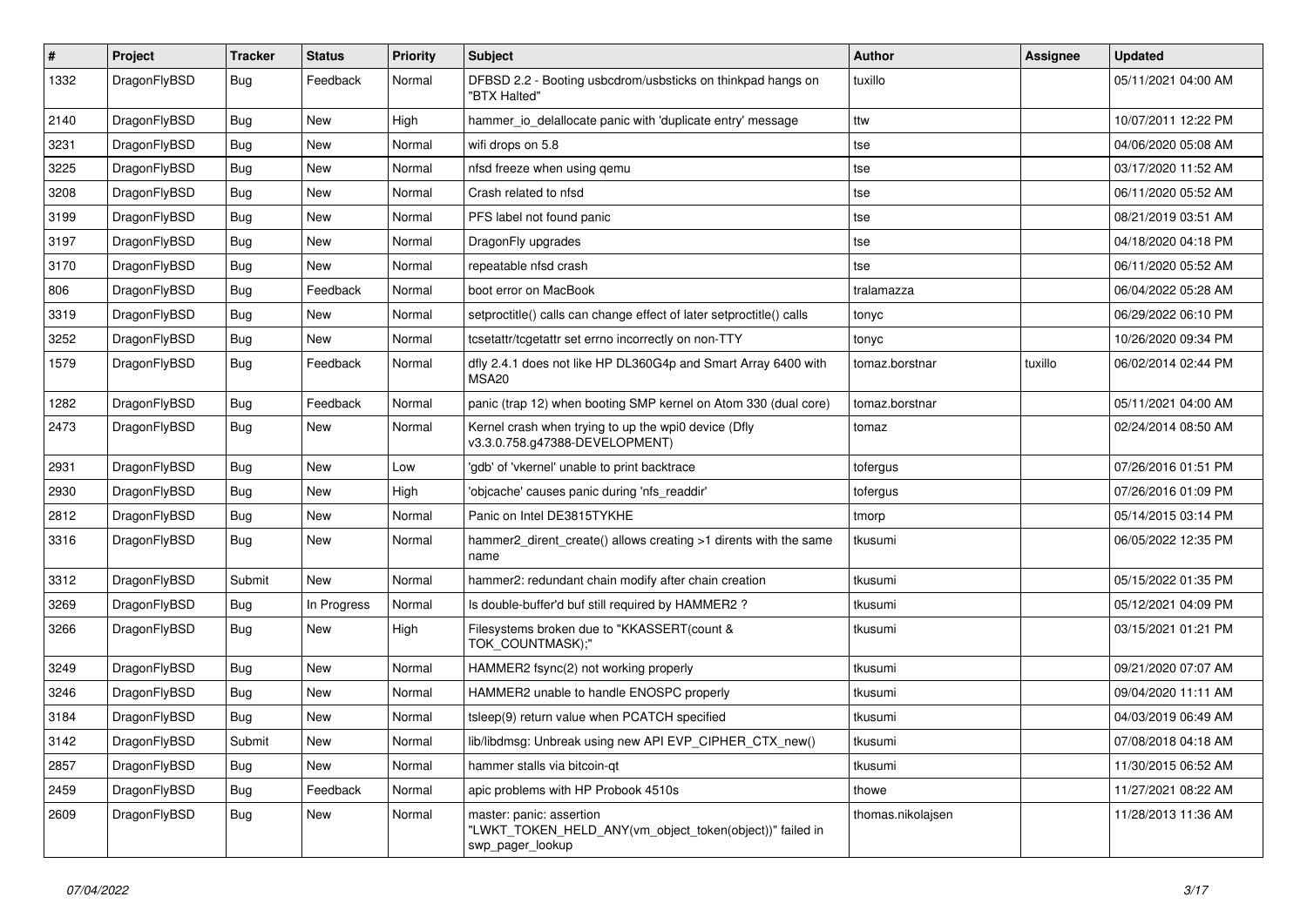| # | Project | Tracker | Status | Priority | Subject | Author | Assignee | Updated |
|---|---|---|---|---|---|---|---|---|
| 1332 | DragonFlyBSD | Bug | Feedback | Normal | DFBSD 2.2 - Booting usbcdrom/usbsticks on thinkpad hangs on "BTX Halted" | tuxillo | | 05/11/2021 04:00 AM |
| 2140 | DragonFlyBSD | Bug | New | High | hammer_io_delallocate panic with 'duplicate entry' message | ttw | | 10/07/2011 12:22 PM |
| 3231 | DragonFlyBSD | Bug | New | Normal | wifi drops on 5.8 | tse | | 04/06/2020 05:08 AM |
| 3225 | DragonFlyBSD | Bug | New | Normal | nfsd freeze when using qemu | tse | | 03/17/2020 11:52 AM |
| 3208 | DragonFlyBSD | Bug | New | Normal | Crash related to nfsd | tse | | 06/11/2020 05:52 AM |
| 3199 | DragonFlyBSD | Bug | New | Normal | PFS label not found panic | tse | | 08/21/2019 03:51 AM |
| 3197 | DragonFlyBSD | Bug | New | Normal | DragonFly upgrades | tse | | 04/18/2020 04:18 PM |
| 3170 | DragonFlyBSD | Bug | New | Normal | repeatable nfsd crash | tse | | 06/11/2020 05:52 AM |
| 806 | DragonFlyBSD | Bug | Feedback | Normal | boot error on MacBook | tralamazza | | 06/04/2022 05:28 AM |
| 3319 | DragonFlyBSD | Bug | New | Normal | setproctitle() calls can change effect of later setproctitle() calls | tonyc | | 06/29/2022 06:10 PM |
| 3252 | DragonFlyBSD | Bug | New | Normal | tcsetattr/tcgetattr set errno incorrectly on non-TTY | tonyc | | 10/26/2020 09:34 PM |
| 1579 | DragonFlyBSD | Bug | Feedback | Normal | dfly 2.4.1 does not like HP DL360G4p and Smart Array 6400 with MSA20 | tomaz.borstnar | tuxillo | 06/02/2014 02:44 PM |
| 1282 | DragonFlyBSD | Bug | Feedback | Normal | panic (trap 12) when booting SMP kernel on Atom 330 (dual core) | tomaz.borstnar | | 05/11/2021 04:00 AM |
| 2473 | DragonFlyBSD | Bug | New | Normal | Kernel crash when trying to up the wpi0 device (Dfly v3.3.0.758.g47388-DEVELOPMENT) | tomaz | | 02/24/2014 08:50 AM |
| 2931 | DragonFlyBSD | Bug | New | Low | 'gdb' of 'vkernel' unable to print backtrace | tofergus | | 07/26/2016 01:51 PM |
| 2930 | DragonFlyBSD | Bug | New | High | 'objcache' causes panic during 'nfs_readdir' | tofergus | | 07/26/2016 01:09 PM |
| 2812 | DragonFlyBSD | Bug | New | Normal | Panic on Intel DE3815TYKHE | tmorp | | 05/14/2015 03:14 PM |
| 3316 | DragonFlyBSD | Bug | New | Normal | hammer2_dirent_create() allows creating >1 dirents with the same name | tkusumi | | 06/05/2022 12:35 PM |
| 3312 | DragonFlyBSD | Submit | New | Normal | hammer2: redundant chain modify after chain creation | tkusumi | | 05/15/2022 01:35 PM |
| 3269 | DragonFlyBSD | Bug | In Progress | Normal | Is double-buffer'd buf still required by HAMMER2 ? | tkusumi | | 05/12/2021 04:09 PM |
| 3266 | DragonFlyBSD | Bug | New | High | Filesystems broken due to "KKASSERT(count & TOK_COUNTMASK);" | tkusumi | | 03/15/2021 01:21 PM |
| 3249 | DragonFlyBSD | Bug | New | Normal | HAMMER2 fsync(2) not working properly | tkusumi | | 09/21/2020 07:07 AM |
| 3246 | DragonFlyBSD | Bug | New | Normal | HAMMER2 unable to handle ENOSPC properly | tkusumi | | 09/04/2020 11:11 AM |
| 3184 | DragonFlyBSD | Bug | New | Normal | tsleep(9) return value when PCATCH specified | tkusumi | | 04/03/2019 06:49 AM |
| 3142 | DragonFlyBSD | Submit | New | Normal | lib/libdmsg: Unbreak using new API EVP_CIPHER_CTX_new() | tkusumi | | 07/08/2018 04:18 AM |
| 2857 | DragonFlyBSD | Bug | New | Normal | hammer stalls via bitcoin-qt | tkusumi | | 11/30/2015 06:52 AM |
| 2459 | DragonFlyBSD | Bug | Feedback | Normal | apic problems with HP Probook 4510s | thowe | | 11/27/2021 08:22 AM |
| 2609 | DragonFlyBSD | Bug | New | Normal | master: panic: assertion "LWKT_TOKEN_HELD_ANY(vm_object_token(object))" failed in swp_pager_lookup | thomas.nikolajsen | | 11/28/2013 11:36 AM |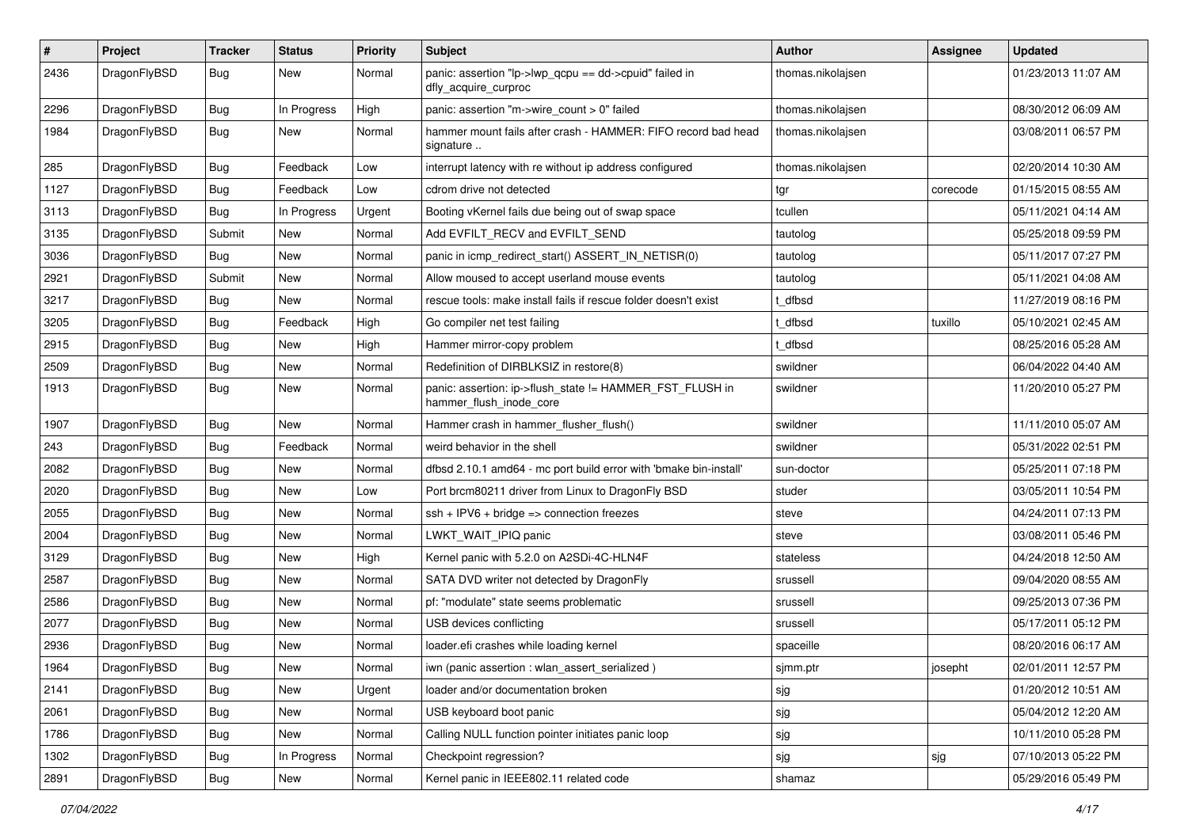| # | Project | Tracker | Status | Priority | Subject | Author | Assignee | Updated |
|---|---|---|---|---|---|---|---|---|
| 2436 | DragonFlyBSD | Bug | New | Normal | panic: assertion "lp->lwp_qcpu == dd->cpuid" failed in dfly_acquire_curproc | thomas.nikolajsen | | 01/23/2013 11:07 AM |
| 2296 | DragonFlyBSD | Bug | In Progress | High | panic: assertion "m->wire_count > 0" failed | thomas.nikolajsen | | 08/30/2012 06:09 AM |
| 1984 | DragonFlyBSD | Bug | New | Normal | hammer mount fails after crash - HAMMER: FIFO record bad head signature .. | thomas.nikolajsen | | 03/08/2011 06:57 PM |
| 285 | DragonFlyBSD | Bug | Feedback | Low | interrupt latency with re without ip address configured | thomas.nikolajsen | | 02/20/2014 10:30 AM |
| 1127 | DragonFlyBSD | Bug | Feedback | Low | cdrom drive not detected | tgr | corecode | 01/15/2015 08:55 AM |
| 3113 | DragonFlyBSD | Bug | In Progress | Urgent | Booting vKernel fails due being out of swap space | tcullen | | 05/11/2021 04:14 AM |
| 3135 | DragonFlyBSD | Submit | New | Normal | Add EVFILT_RECV and EVFILT_SEND | tautolog | | 05/25/2018 09:59 PM |
| 3036 | DragonFlyBSD | Bug | New | Normal | panic in icmp_redirect_start() ASSERT_IN_NETISR(0) | tautolog | | 05/11/2017 07:27 PM |
| 2921 | DragonFlyBSD | Submit | New | Normal | Allow moused to accept userland mouse events | tautolog | | 05/11/2021 04:08 AM |
| 3217 | DragonFlyBSD | Bug | New | Normal | rescue tools: make install fails if rescue folder doesn't exist | t_dfbsd | | 11/27/2019 08:16 PM |
| 3205 | DragonFlyBSD | Bug | Feedback | High | Go compiler net test failing | t_dfbsd | tuxillo | 05/10/2021 02:45 AM |
| 2915 | DragonFlyBSD | Bug | New | High | Hammer mirror-copy problem | t_dfbsd | | 08/25/2016 05:28 AM |
| 2509 | DragonFlyBSD | Bug | New | Normal | Redefinition of DIRBLKSIZ in restore(8) | swildner | | 06/04/2022 04:40 AM |
| 1913 | DragonFlyBSD | Bug | New | Normal | panic: assertion: ip->flush_state != HAMMER_FST_FLUSH in hammer_flush_inode_core | swildner | | 11/20/2010 05:27 PM |
| 1907 | DragonFlyBSD | Bug | New | Normal | Hammer crash in hammer_flusher_flush() | swildner | | 11/11/2010 05:07 AM |
| 243 | DragonFlyBSD | Bug | Feedback | Normal | weird behavior in the shell | swildner | | 05/31/2022 02:51 PM |
| 2082 | DragonFlyBSD | Bug | New | Normal | dfbsd 2.10.1 amd64 - mc port build error with 'bmake bin-install' | sun-doctor | | 05/25/2011 07:18 PM |
| 2020 | DragonFlyBSD | Bug | New | Low | Port brcm80211 driver from Linux to DragonFly BSD | studer | | 03/05/2011 10:54 PM |
| 2055 | DragonFlyBSD | Bug | New | Normal | ssh + IPV6 + bridge => connection freezes | steve | | 04/24/2011 07:13 PM |
| 2004 | DragonFlyBSD | Bug | New | Normal | LWKT_WAIT_IPIQ panic | steve | | 03/08/2011 05:46 PM |
| 3129 | DragonFlyBSD | Bug | New | High | Kernel panic with 5.2.0 on A2SDi-4C-HLN4F | stateless | | 04/24/2018 12:50 AM |
| 2587 | DragonFlyBSD | Bug | New | Normal | SATA DVD writer not detected by DragonFly | srussell | | 09/04/2020 08:55 AM |
| 2586 | DragonFlyBSD | Bug | New | Normal | pf: "modulate" state seems problematic | srussell | | 09/25/2013 07:36 PM |
| 2077 | DragonFlyBSD | Bug | New | Normal | USB devices conflicting | srussell | | 05/17/2011 05:12 PM |
| 2936 | DragonFlyBSD | Bug | New | Normal | loader.efi crashes while loading kernel | spaceille | | 08/20/2016 06:17 AM |
| 1964 | DragonFlyBSD | Bug | New | Normal | iwn (panic assertion : wlan_assert_serialized ) | sjmm.ptr | josepht | 02/01/2011 12:57 PM |
| 2141 | DragonFlyBSD | Bug | New | Urgent | loader and/or documentation broken | sjg | | 01/20/2012 10:51 AM |
| 2061 | DragonFlyBSD | Bug | New | Normal | USB keyboard boot panic | sjg | | 05/04/2012 12:20 AM |
| 1786 | DragonFlyBSD | Bug | New | Normal | Calling NULL function pointer initiates panic loop | sjg | | 10/11/2010 05:28 PM |
| 1302 | DragonFlyBSD | Bug | In Progress | Normal | Checkpoint regression? | sjg | sjg | 07/10/2013 05:22 PM |
| 2891 | DragonFlyBSD | Bug | New | Normal | Kernel panic in IEEE802.11 related code | shamaz | | 05/29/2016 05:49 PM |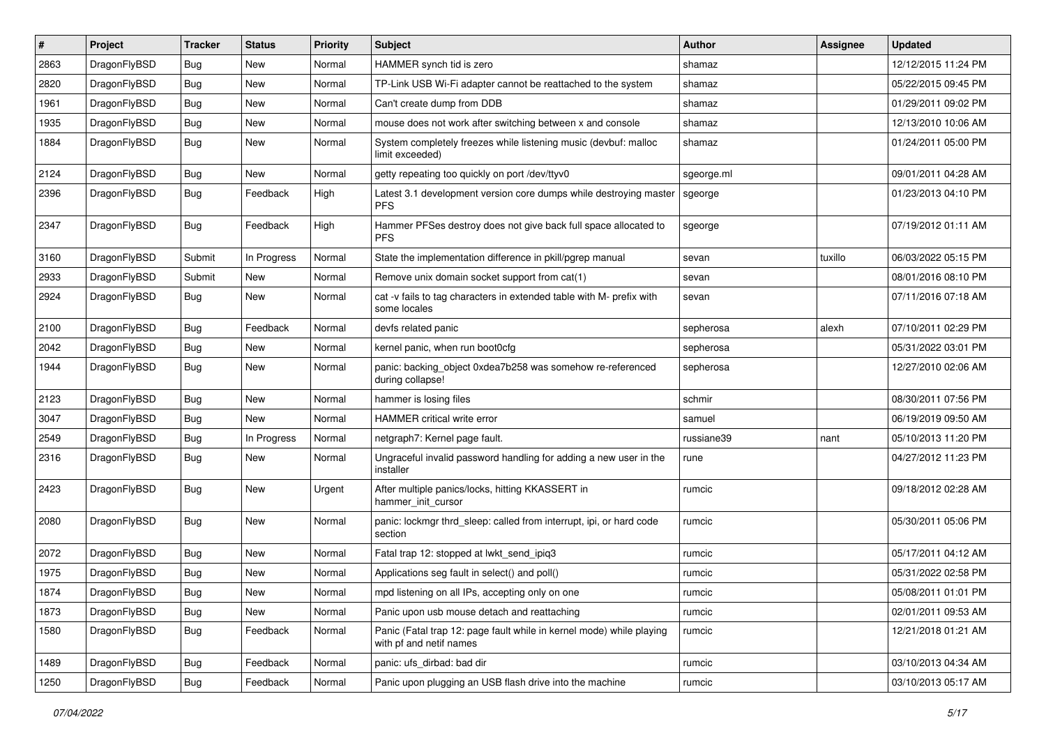| # | Project | Tracker | Status | Priority | Subject | Author | Assignee | Updated |
|---|---|---|---|---|---|---|---|---|
| 2863 | DragonFlyBSD | Bug | New | Normal | HAMMER synch tid is zero | shamaz | | 12/12/2015 11:24 PM |
| 2820 | DragonFlyBSD | Bug | New | Normal | TP-Link USB Wi-Fi adapter cannot be reattached to the system | shamaz | | 05/22/2015 09:45 PM |
| 1961 | DragonFlyBSD | Bug | New | Normal | Can't create dump from DDB | shamaz | | 01/29/2011 09:02 PM |
| 1935 | DragonFlyBSD | Bug | New | Normal | mouse does not work after switching between x and console | shamaz | | 12/13/2010 10:06 AM |
| 1884 | DragonFlyBSD | Bug | New | Normal | System completely freezes while listening music (devbuf: malloc limit exceeded) | shamaz | | 01/24/2011 05:00 PM |
| 2124 | DragonFlyBSD | Bug | New | Normal | getty repeating too quickly on port /dev/ttyv0 | sgeorge.ml | | 09/01/2011 04:28 AM |
| 2396 | DragonFlyBSD | Bug | Feedback | High | Latest 3.1 development version core dumps while destroying master PFS | sgeorge | | 01/23/2013 04:10 PM |
| 2347 | DragonFlyBSD | Bug | Feedback | High | Hammer PFSes destroy does not give back full space allocated to PFS | sgeorge | | 07/19/2012 01:11 AM |
| 3160 | DragonFlyBSD | Submit | In Progress | Normal | State the implementation difference in pkill/pgrep manual | sevan | tuxillo | 06/03/2022 05:15 PM |
| 2933 | DragonFlyBSD | Submit | New | Normal | Remove unix domain socket support from cat(1) | sevan | | 08/01/2016 08:10 PM |
| 2924 | DragonFlyBSD | Bug | New | Normal | cat -v fails to tag characters in extended table with M- prefix with some locales | sevan | | 07/11/2016 07:18 AM |
| 2100 | DragonFlyBSD | Bug | Feedback | Normal | devfs related panic | sepherosa | alexh | 07/10/2011 02:29 PM |
| 2042 | DragonFlyBSD | Bug | New | Normal | kernel panic, when run boot0cfg | sepherosa | | 05/31/2022 03:01 PM |
| 1944 | DragonFlyBSD | Bug | New | Normal | panic: backing_object 0xdea7b258 was somehow re-referenced during collapse! | sepherosa | | 12/27/2010 02:06 AM |
| 2123 | DragonFlyBSD | Bug | New | Normal | hammer is losing files | schmir | | 08/30/2011 07:56 PM |
| 3047 | DragonFlyBSD | Bug | New | Normal | HAMMER critical write error | samuel | | 06/19/2019 09:50 AM |
| 2549 | DragonFlyBSD | Bug | In Progress | Normal | netgraph7: Kernel page fault. | russiane39 | nant | 05/10/2013 11:20 PM |
| 2316 | DragonFlyBSD | Bug | New | Normal | Ungraceful invalid password handling for adding a new user in the installer | rune | | 04/27/2012 11:23 PM |
| 2423 | DragonFlyBSD | Bug | New | Urgent | After multiple panics/locks, hitting KKASSERT in hammer_init_cursor | rumcic | | 09/18/2012 02:28 AM |
| 2080 | DragonFlyBSD | Bug | New | Normal | panic: lockmgr thrd_sleep: called from interrupt, ipi, or hard code section | rumcic | | 05/30/2011 05:06 PM |
| 2072 | DragonFlyBSD | Bug | New | Normal | Fatal trap 12: stopped at lwkt_send_ipiq3 | rumcic | | 05/17/2011 04:12 AM |
| 1975 | DragonFlyBSD | Bug | New | Normal | Applications seg fault in select() and poll() | rumcic | | 05/31/2022 02:58 PM |
| 1874 | DragonFlyBSD | Bug | New | Normal | mpd listening on all IPs, accepting only on one | rumcic | | 05/08/2011 01:01 PM |
| 1873 | DragonFlyBSD | Bug | New | Normal | Panic upon usb mouse detach and reattaching | rumcic | | 02/01/2011 09:53 AM |
| 1580 | DragonFlyBSD | Bug | Feedback | Normal | Panic (Fatal trap 12: page fault while in kernel mode) while playing with pf and netif names | rumcic | | 12/21/2018 01:21 AM |
| 1489 | DragonFlyBSD | Bug | Feedback | Normal | panic: ufs_dirbad: bad dir | rumcic | | 03/10/2013 04:34 AM |
| 1250 | DragonFlyBSD | Bug | Feedback | Normal | Panic upon plugging an USB flash drive into the machine | rumcic | | 03/10/2013 05:17 AM |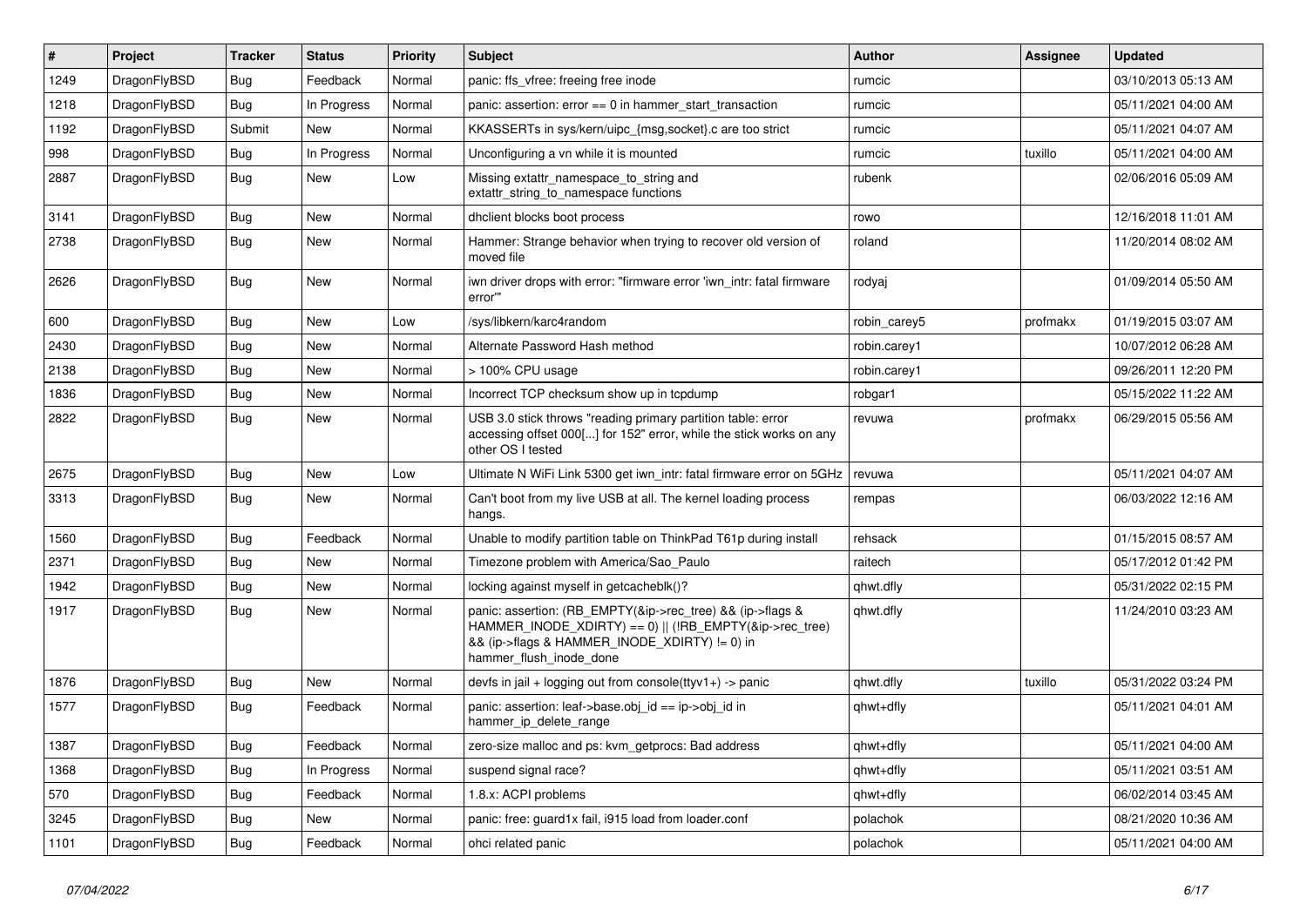| # | Project | Tracker | Status | Priority | Subject | Author | Assignee | Updated |
|---|---|---|---|---|---|---|---|---|
| 1249 | DragonFlyBSD | Bug | Feedback | Normal | panic: ffs_vfree: freeing free inode | rumcic | | 03/10/2013 05:13 AM |
| 1218 | DragonFlyBSD | Bug | In Progress | Normal | panic: assertion: error == 0 in hammer_start_transaction | rumcic | | 05/11/2021 04:00 AM |
| 1192 | DragonFlyBSD | Submit | New | Normal | KKASSERTs in sys/kern/uipc_{msg,socket}.c are too strict | rumcic | | 05/11/2021 04:07 AM |
| 998 | DragonFlyBSD | Bug | In Progress | Normal | Unconfiguring a vn while it is mounted | rumcic | tuxillo | 05/11/2021 04:00 AM |
| 2887 | DragonFlyBSD | Bug | New | Low | Missing extattr_namespace_to_string and extattr_string_to_namespace functions | rubenk | | 02/06/2016 05:09 AM |
| 3141 | DragonFlyBSD | Bug | New | Normal | dhclient blocks boot process | rowo | | 12/16/2018 11:01 AM |
| 2738 | DragonFlyBSD | Bug | New | Normal | Hammer: Strange behavior when trying to recover old version of moved file | roland | | 11/20/2014 08:02 AM |
| 2626 | DragonFlyBSD | Bug | New | Normal | iwn driver drops with error: "firmware error 'iwn_intr: fatal firmware error'" | rodyaj | | 01/09/2014 05:50 AM |
| 600 | DragonFlyBSD | Bug | New | Low | /sys/libkern/karc4random | robin_carey5 | profmakx | 01/19/2015 03:07 AM |
| 2430 | DragonFlyBSD | Bug | New | Normal | Alternate Password Hash method | robin.carey1 | | 10/07/2012 06:28 AM |
| 2138 | DragonFlyBSD | Bug | New | Normal | > 100% CPU usage | robin.carey1 | | 09/26/2011 12:20 PM |
| 1836 | DragonFlyBSD | Bug | New | Normal | Incorrect TCP checksum show up in tcpdump | robgar1 | | 05/15/2022 11:22 AM |
| 2822 | DragonFlyBSD | Bug | New | Normal | USB 3.0 stick throws "reading primary partition table: error accessing offset 000[...] for 152" error, while the stick works on any other OS I tested | revuwa | profmakx | 06/29/2015 05:56 AM |
| 2675 | DragonFlyBSD | Bug | New | Low | Ultimate N WiFi Link 5300 get iwn_intr: fatal firmware error on 5GHz | revuwa | | 05/11/2021 04:07 AM |
| 3313 | DragonFlyBSD | Bug | New | Normal | Can't boot from my live USB at all. The kernel loading process hangs. | rempas | | 06/03/2022 12:16 AM |
| 1560 | DragonFlyBSD | Bug | Feedback | Normal | Unable to modify partition table on ThinkPad T61p during install | rehsack | | 01/15/2015 08:57 AM |
| 2371 | DragonFlyBSD | Bug | New | Normal | Timezone problem with America/Sao_Paulo | raitech | | 05/17/2012 01:42 PM |
| 1942 | DragonFlyBSD | Bug | New | Normal | locking against myself in getcacheblk()? | qhwt.dfly | | 05/31/2022 02:15 PM |
| 1917 | DragonFlyBSD | Bug | New | Normal | panic: assertion: (RB_EMPTY(&ip->rec_tree) && (ip->flags & HAMMER_INODE_XDIRTY) == 0) \|\| (!RB_EMPTY(&ip->rec_tree) && (ip->flags & HAMMER_INODE_XDIRTY) != 0) in hammer_flush_inode_done | qhwt.dfly | | 11/24/2010 03:23 AM |
| 1876 | DragonFlyBSD | Bug | New | Normal | devfs in jail + logging out from console(ttyv1+) -> panic | qhwt.dfly | tuxillo | 05/31/2022 03:24 PM |
| 1577 | DragonFlyBSD | Bug | Feedback | Normal | panic: assertion: leaf->base.obj_id == ip->obj_id in hammer_ip_delete_range | qhwt+dfly | | 05/11/2021 04:01 AM |
| 1387 | DragonFlyBSD | Bug | Feedback | Normal | zero-size malloc and ps: kvm_getprocs: Bad address | qhwt+dfly | | 05/11/2021 04:00 AM |
| 1368 | DragonFlyBSD | Bug | In Progress | Normal | suspend signal race? | qhwt+dfly | | 05/11/2021 03:51 AM |
| 570 | DragonFlyBSD | Bug | Feedback | Normal | 1.8.x: ACPI problems | qhwt+dfly | | 06/02/2014 03:45 AM |
| 3245 | DragonFlyBSD | Bug | New | Normal | panic: free: guard1x fail, i915 load from loader.conf | polachok | | 08/21/2020 10:36 AM |
| 1101 | DragonFlyBSD | Bug | Feedback | Normal | ohci related panic | polachok | | 05/11/2021 04:00 AM |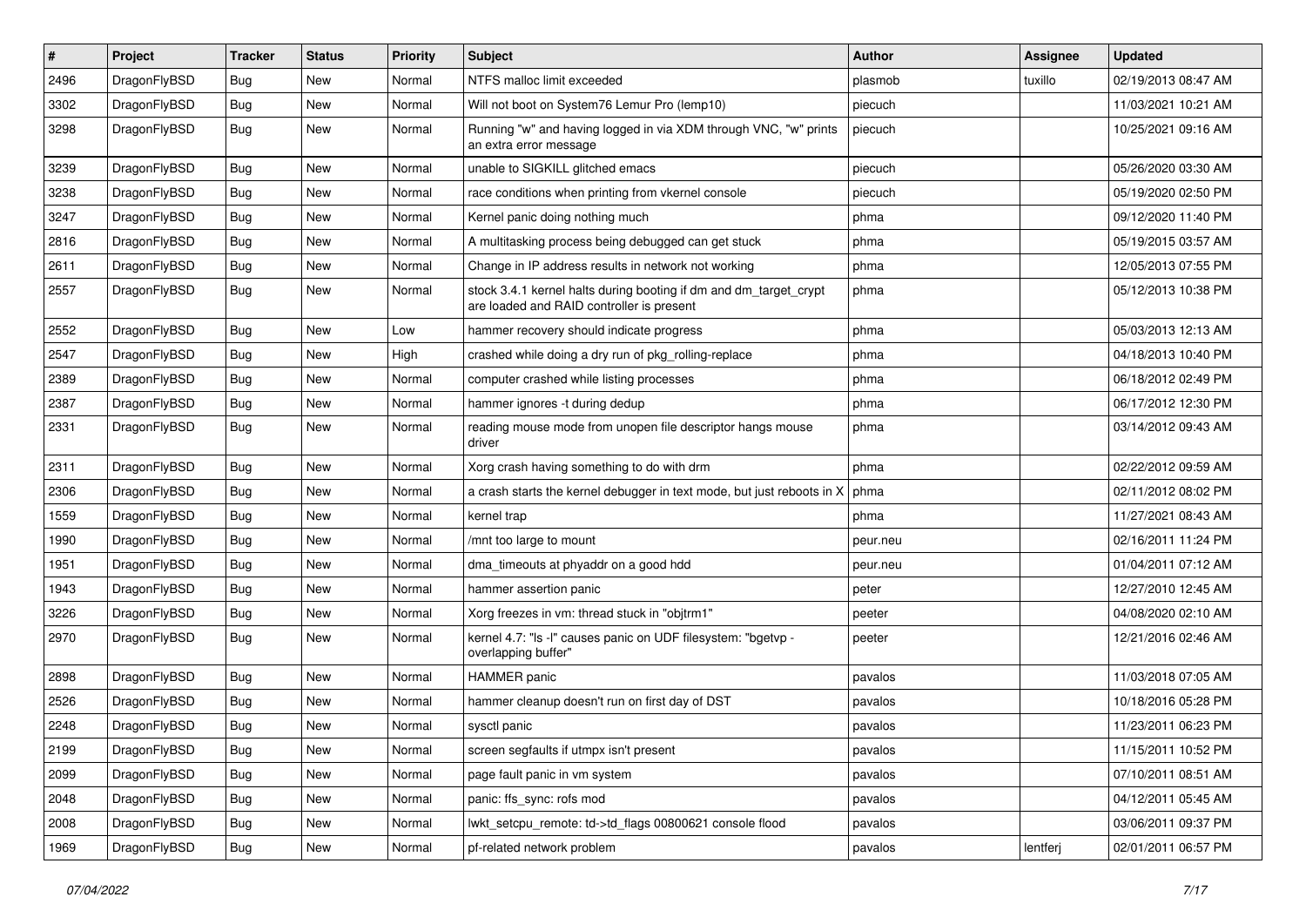| # | Project | Tracker | Status | Priority | Subject | Author | Assignee | Updated |
|---|---|---|---|---|---|---|---|---|
| 2496 | DragonFlyBSD | Bug | New | Normal | NTFS malloc limit exceeded | plasmob | tuxillo | 02/19/2013 08:47 AM |
| 3302 | DragonFlyBSD | Bug | New | Normal | Will not boot on System76 Lemur Pro (lemp10) | piecuch | | 11/03/2021 10:21 AM |
| 3298 | DragonFlyBSD | Bug | New | Normal | Running "w" and having logged in via XDM through VNC, "w" prints an extra error message | piecuch | | 10/25/2021 09:16 AM |
| 3239 | DragonFlyBSD | Bug | New | Normal | unable to SIGKILL glitched emacs | piecuch | | 05/26/2020 03:30 AM |
| 3238 | DragonFlyBSD | Bug | New | Normal | race conditions when printing from vkernel console | piecuch | | 05/19/2020 02:50 PM |
| 3247 | DragonFlyBSD | Bug | New | Normal | Kernel panic doing nothing much | phma | | 09/12/2020 11:40 PM |
| 2816 | DragonFlyBSD | Bug | New | Normal | A multitasking process being debugged can get stuck | phma | | 05/19/2015 03:57 AM |
| 2611 | DragonFlyBSD | Bug | New | Normal | Change in IP address results in network not working | phma | | 12/05/2013 07:55 PM |
| 2557 | DragonFlyBSD | Bug | New | Normal | stock 3.4.1 kernel halts during booting if dm and dm_target_crypt are loaded and RAID controller is present | phma | | 05/12/2013 10:38 PM |
| 2552 | DragonFlyBSD | Bug | New | Low | hammer recovery should indicate progress | phma | | 05/03/2013 12:13 AM |
| 2547 | DragonFlyBSD | Bug | New | High | crashed while doing a dry run of pkg_rolling-replace | phma | | 04/18/2013 10:40 PM |
| 2389 | DragonFlyBSD | Bug | New | Normal | computer crashed while listing processes | phma | | 06/18/2012 02:49 PM |
| 2387 | DragonFlyBSD | Bug | New | Normal | hammer ignores -t during dedup | phma | | 06/17/2012 12:30 PM |
| 2331 | DragonFlyBSD | Bug | New | Normal | reading mouse mode from unopen file descriptor hangs mouse driver | phma | | 03/14/2012 09:43 AM |
| 2311 | DragonFlyBSD | Bug | New | Normal | Xorg crash having something to do with drm | phma | | 02/22/2012 09:59 AM |
| 2306 | DragonFlyBSD | Bug | New | Normal | a crash starts the kernel debugger in text mode, but just reboots in X | phma | | 02/11/2012 08:02 PM |
| 1559 | DragonFlyBSD | Bug | New | Normal | kernel trap | phma | | 11/27/2021 08:43 AM |
| 1990 | DragonFlyBSD | Bug | New | Normal | /mnt too large to mount | peur.neu | | 02/16/2011 11:24 PM |
| 1951 | DragonFlyBSD | Bug | New | Normal | dma_timeouts at phyaddr on a good hdd | peur.neu | | 01/04/2011 07:12 AM |
| 1943 | DragonFlyBSD | Bug | New | Normal | hammer assertion panic | peter | | 12/27/2010 12:45 AM |
| 3226 | DragonFlyBSD | Bug | New | Normal | Xorg freezes in vm: thread stuck in "objtrm1" | peeter | | 04/08/2020 02:10 AM |
| 2970 | DragonFlyBSD | Bug | New | Normal | kernel 4.7: "ls -l" causes panic on UDF filesystem: "bgetvp - overlapping buffer" | peeter | | 12/21/2016 02:46 AM |
| 2898 | DragonFlyBSD | Bug | New | Normal | HAMMER panic | pavalos | | 11/03/2018 07:05 AM |
| 2526 | DragonFlyBSD | Bug | New | Normal | hammer cleanup doesn't run on first day of DST | pavalos | | 10/18/2016 05:28 PM |
| 2248 | DragonFlyBSD | Bug | New | Normal | sysctl panic | pavalos | | 11/23/2011 06:23 PM |
| 2199 | DragonFlyBSD | Bug | New | Normal | screen segfaults if utmpx isn't present | pavalos | | 11/15/2011 10:52 PM |
| 2099 | DragonFlyBSD | Bug | New | Normal | page fault panic in vm system | pavalos | | 07/10/2011 08:51 AM |
| 2048 | DragonFlyBSD | Bug | New | Normal | panic: ffs_sync: rofs mod | pavalos | | 04/12/2011 05:45 AM |
| 2008 | DragonFlyBSD | Bug | New | Normal | lwkt_setcpu_remote: td->td_flags 00800621 console flood | pavalos | | 03/06/2011 09:37 PM |
| 1969 | DragonFlyBSD | Bug | New | Normal | pf-related network problem | pavalos | lentferj | 02/01/2011 06:57 PM |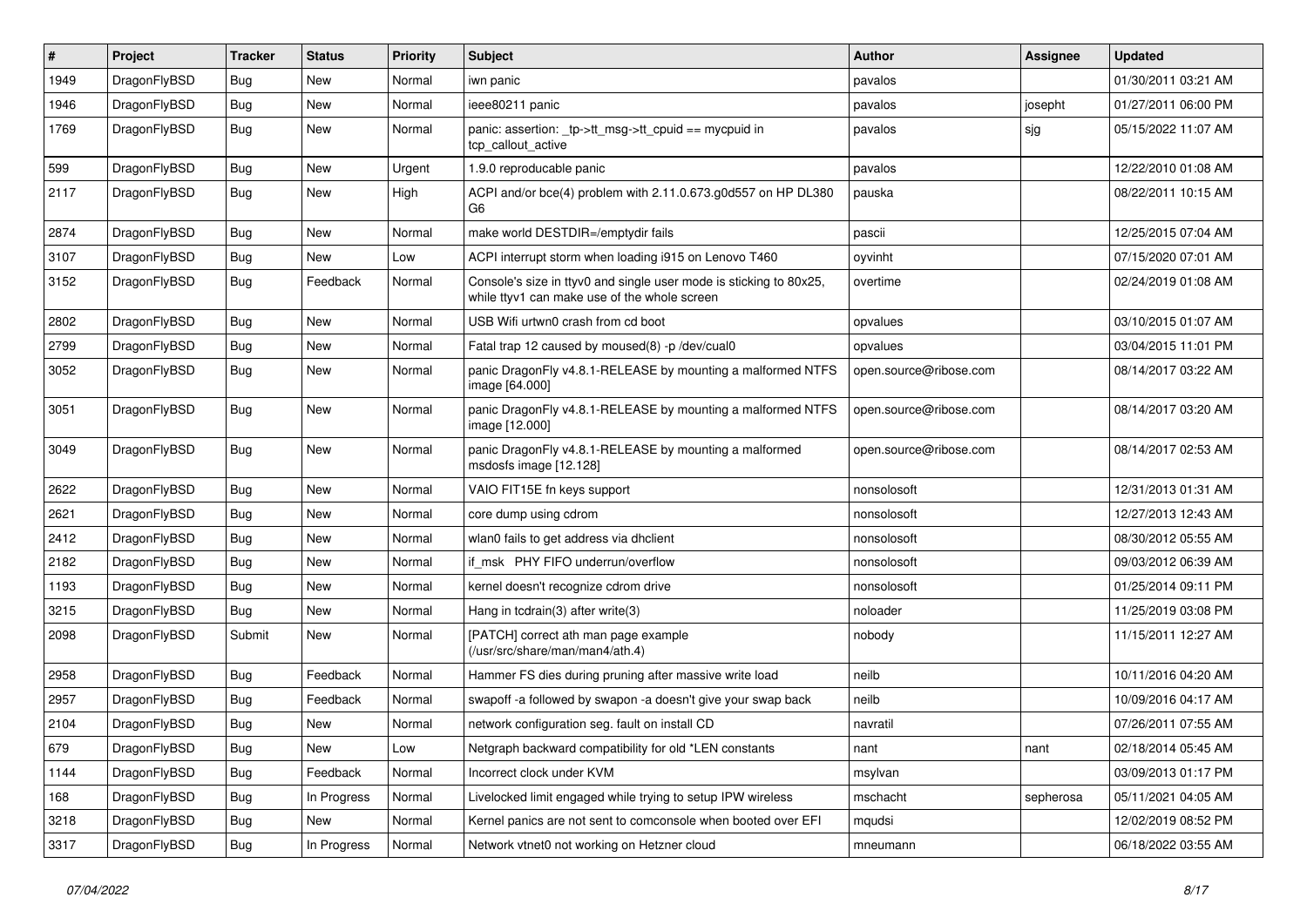| # | Project | Tracker | Status | Priority | Subject | Author | Assignee | Updated |
|---|---|---|---|---|---|---|---|---|
| 1949 | DragonFlyBSD | Bug | New | Normal | iwn panic | pavalos | | 01/30/2011 03:21 AM |
| 1946 | DragonFlyBSD | Bug | New | Normal | ieee80211 panic | pavalos | josepht | 01/27/2011 06:00 PM |
| 1769 | DragonFlyBSD | Bug | New | Normal | panic: assertion: _tp->tt_msg->tt_cpuid == mycpuid in tcp_callout_active | pavalos | sjg | 05/15/2022 11:07 AM |
| 599 | DragonFlyBSD | Bug | New | Urgent | 1.9.0 reproducable panic | pavalos | | 12/22/2010 01:08 AM |
| 2117 | DragonFlyBSD | Bug | New | High | ACPI and/or bce(4) problem with 2.11.0.673.g0d557 on HP DL380 G6 | pauska | | 08/22/2011 10:15 AM |
| 2874 | DragonFlyBSD | Bug | New | Normal | make world DESTDIR=/emptydir fails | pascii | | 12/25/2015 07:04 AM |
| 3107 | DragonFlyBSD | Bug | New | Low | ACPI interrupt storm when loading i915 on Lenovo T460 | oyvinht | | 07/15/2020 07:01 AM |
| 3152 | DragonFlyBSD | Bug | Feedback | Normal | Console's size in ttyv0 and single user mode is sticking to 80x25, while ttyv1 can make use of the whole screen | overtime | | 02/24/2019 01:08 AM |
| 2802 | DragonFlyBSD | Bug | New | Normal | USB Wifi urtwn0 crash from cd boot | opvalues | | 03/10/2015 01:07 AM |
| 2799 | DragonFlyBSD | Bug | New | Normal | Fatal trap 12 caused by moused(8) -p /dev/cual0 | opvalues | | 03/04/2015 11:01 PM |
| 3052 | DragonFlyBSD | Bug | New | Normal | panic DragonFly v4.8.1-RELEASE by mounting a malformed NTFS image [64.000] | open.source@ribose.com | | 08/14/2017 03:22 AM |
| 3051 | DragonFlyBSD | Bug | New | Normal | panic DragonFly v4.8.1-RELEASE by mounting a malformed NTFS image [12.000] | open.source@ribose.com | | 08/14/2017 03:20 AM |
| 3049 | DragonFlyBSD | Bug | New | Normal | panic DragonFly v4.8.1-RELEASE by mounting a malformed msdosfs image [12.128] | open.source@ribose.com | | 08/14/2017 02:53 AM |
| 2622 | DragonFlyBSD | Bug | New | Normal | VAIO FIT15E fn keys support | nonsolosoft | | 12/31/2013 01:31 AM |
| 2621 | DragonFlyBSD | Bug | New | Normal | core dump using cdrom | nonsolosoft | | 12/27/2013 12:43 AM |
| 2412 | DragonFlyBSD | Bug | New | Normal | wlan0 fails to get address via dhclient | nonsolosoft | | 08/30/2012 05:55 AM |
| 2182 | DragonFlyBSD | Bug | New | Normal | if_msk PHY FIFO underrun/overflow | nonsolosoft | | 09/03/2012 06:39 AM |
| 1193 | DragonFlyBSD | Bug | New | Normal | kernel doesn't recognize cdrom drive | nonsolosoft | | 01/25/2014 09:11 PM |
| 3215 | DragonFlyBSD | Bug | New | Normal | Hang in tcdrain(3) after write(3) | noloader | | 11/25/2019 03:08 PM |
| 2098 | DragonFlyBSD | Submit | New | Normal | [PATCH] correct ath man page example (/usr/src/share/man/man4/ath.4) | nobody | | 11/15/2011 12:27 AM |
| 2958 | DragonFlyBSD | Bug | Feedback | Normal | Hammer FS dies during pruning after massive write load | neilb | | 10/11/2016 04:20 AM |
| 2957 | DragonFlyBSD | Bug | Feedback | Normal | swapoff -a followed by swapon -a doesn't give your swap back | neilb | | 10/09/2016 04:17 AM |
| 2104 | DragonFlyBSD | Bug | New | Normal | network configuration seg. fault on install CD | navratil | | 07/26/2011 07:55 AM |
| 679 | DragonFlyBSD | Bug | New | Low | Netgraph backward compatibility for old *LEN constants | nant | nant | 02/18/2014 05:45 AM |
| 1144 | DragonFlyBSD | Bug | Feedback | Normal | Incorrect clock under KVM | msylvan | | 03/09/2013 01:17 PM |
| 168 | DragonFlyBSD | Bug | In Progress | Normal | Livelocked limit engaged while trying to setup IPW wireless | mschacht | sepherosa | 05/11/2021 04:05 AM |
| 3218 | DragonFlyBSD | Bug | New | Normal | Kernel panics are not sent to comconsole when booted over EFI | mqudsi | | 12/02/2019 08:52 PM |
| 3317 | DragonFlyBSD | Bug | In Progress | Normal | Network vtnet0 not working on Hetzner cloud | mneumann | | 06/18/2022 03:55 AM |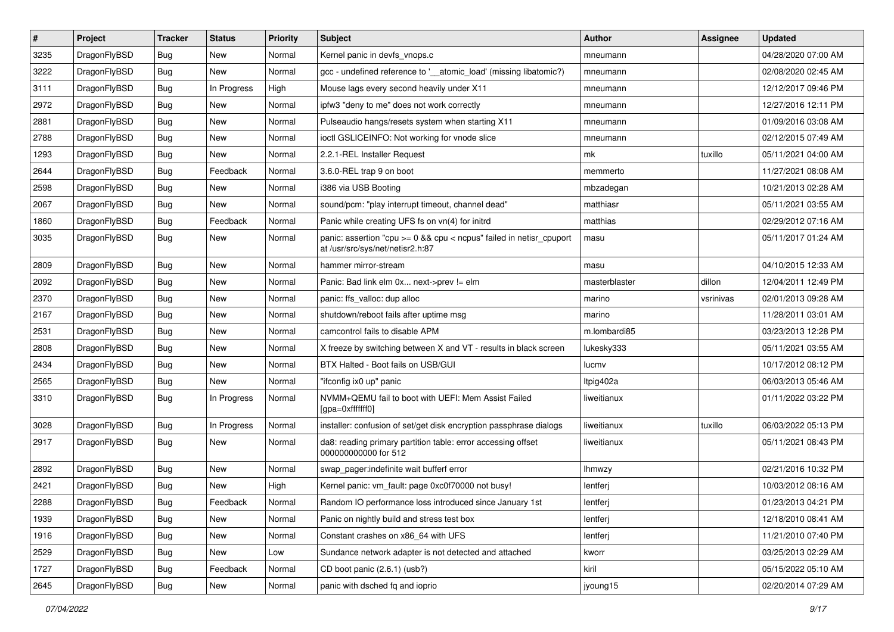| # | Project | Tracker | Status | Priority | Subject | Author | Assignee | Updated |
|---|---|---|---|---|---|---|---|---|
| 3235 | DragonFlyBSD | Bug | New | Normal | Kernel panic in devfs_vnops.c | mneumann | | 04/28/2020 07:00 AM |
| 3222 | DragonFlyBSD | Bug | New | Normal | gcc - undefined reference to '__atomic_load' (missing libatomic?) | mneumann | | 02/08/2020 02:45 AM |
| 3111 | DragonFlyBSD | Bug | In Progress | High | Mouse lags every second heavily under X11 | mneumann | | 12/12/2017 09:46 PM |
| 2972 | DragonFlyBSD | Bug | New | Normal | ipfw3 "deny to me" does not work correctly | mneumann | | 12/27/2016 12:11 PM |
| 2881 | DragonFlyBSD | Bug | New | Normal | Pulseaudio hangs/resets system when starting X11 | mneumann | | 01/09/2016 03:08 AM |
| 2788 | DragonFlyBSD | Bug | New | Normal | ioctl GSLICEINFO: Not working for vnode slice | mneumann | | 02/12/2015 07:49 AM |
| 1293 | DragonFlyBSD | Bug | New | Normal | 2.2.1-REL Installer Request | mk | tuxillo | 05/11/2021 04:00 AM |
| 2644 | DragonFlyBSD | Bug | Feedback | Normal | 3.6.0-REL trap 9 on boot | memmerto | | 11/27/2021 08:08 AM |
| 2598 | DragonFlyBSD | Bug | New | Normal | i386 via USB Booting | mbzadegan | | 10/21/2013 02:28 AM |
| 2067 | DragonFlyBSD | Bug | New | Normal | sound/pcm: "play interrupt timeout, channel dead" | matthiasr | | 05/11/2021 03:55 AM |
| 1860 | DragonFlyBSD | Bug | Feedback | Normal | Panic while creating UFS fs on vn(4) for initrd | matthias | | 02/29/2012 07:16 AM |
| 3035 | DragonFlyBSD | Bug | New | Normal | panic: assertion "cpu >= 0 && cpu < ncpus" failed in netisr_cpuport at /usr/src/sys/net/netisr2.h:87 | masu | | 05/11/2017 01:24 AM |
| 2809 | DragonFlyBSD | Bug | New | Normal | hammer mirror-stream | masu | | 04/10/2015 12:33 AM |
| 2092 | DragonFlyBSD | Bug | New | Normal | Panic: Bad link elm 0x... next->prev != elm | masterblaster | dillon | 12/04/2011 12:49 PM |
| 2370 | DragonFlyBSD | Bug | New | Normal | panic: ffs_valloc: dup alloc | marino | vsrinivas | 02/01/2013 09:28 AM |
| 2167 | DragonFlyBSD | Bug | New | Normal | shutdown/reboot fails after uptime msg | marino | | 11/28/2011 03:01 AM |
| 2531 | DragonFlyBSD | Bug | New | Normal | camcontrol fails to disable APM | m.lombardi85 | | 03/23/2013 12:28 PM |
| 2808 | DragonFlyBSD | Bug | New | Normal | X freeze by switching between X and VT - results in black screen | lukesky333 | | 05/11/2021 03:55 AM |
| 2434 | DragonFlyBSD | Bug | New | Normal | BTX Halted - Boot fails on USB/GUI | lucmv | | 10/17/2012 08:12 PM |
| 2565 | DragonFlyBSD | Bug | New | Normal | "ifconfig ix0 up" panic | ltpig402a | | 06/03/2013 05:46 AM |
| 3310 | DragonFlyBSD | Bug | In Progress | Normal | NVMM+QEMU fail to boot with UEFI: Mem Assist Failed [gpa=0xfffffff0] | liweitianux | | 01/11/2022 03:22 PM |
| 3028 | DragonFlyBSD | Bug | In Progress | Normal | installer: confusion of set/get disk encryption passphrase dialogs | liweitianux | tuxillo | 06/03/2022 05:13 PM |
| 2917 | DragonFlyBSD | Bug | New | Normal | da8: reading primary partition table: error accessing offset 000000000000 for 512 | liweitianux | | 05/11/2021 08:43 PM |
| 2892 | DragonFlyBSD | Bug | New | Normal | swap_pager:indefinite wait bufferf error | lhmwzy | | 02/21/2016 10:32 PM |
| 2421 | DragonFlyBSD | Bug | New | High | Kernel panic: vm_fault: page 0xc0f70000 not busy! | lentferj | | 10/03/2012 08:16 AM |
| 2288 | DragonFlyBSD | Bug | Feedback | Normal | Random IO performance loss introduced since January 1st | lentferj | | 01/23/2013 04:21 PM |
| 1939 | DragonFlyBSD | Bug | New | Normal | Panic on nightly build and stress test box | lentferj | | 12/18/2010 08:41 AM |
| 1916 | DragonFlyBSD | Bug | New | Normal | Constant crashes on x86_64 with UFS | lentferj | | 11/21/2010 07:40 PM |
| 2529 | DragonFlyBSD | Bug | New | Low | Sundance network adapter is not detected and attached | kworr | | 03/25/2013 02:29 AM |
| 1727 | DragonFlyBSD | Bug | Feedback | Normal | CD boot panic (2.6.1) (usb?) | kiril | | 05/15/2022 05:10 AM |
| 2645 | DragonFlyBSD | Bug | New | Normal | panic with dsched fq and ioprio | jyoung15 | | 02/20/2014 07:29 AM |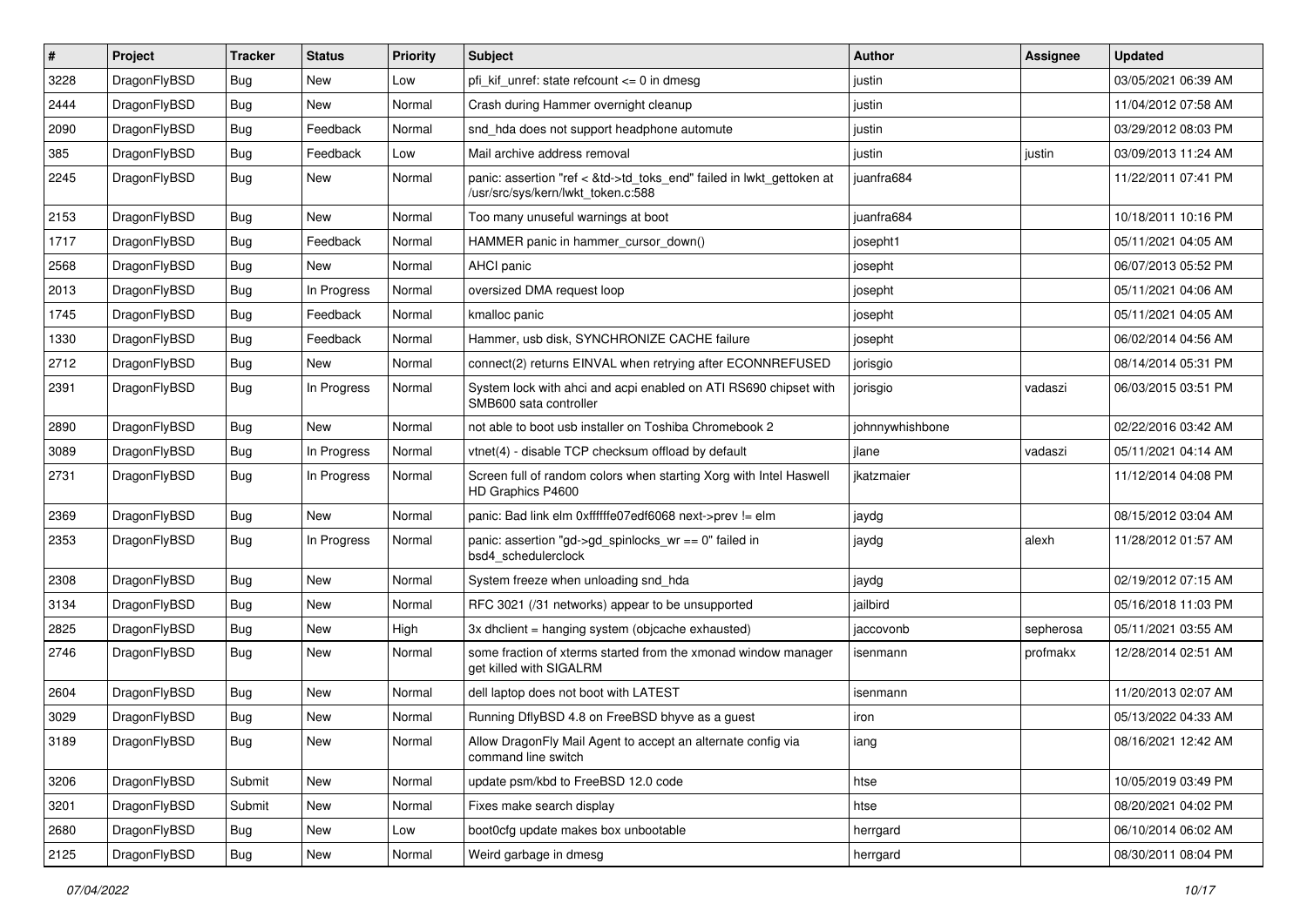| # | Project | Tracker | Status | Priority | Subject | Author | Assignee | Updated |
|---|---|---|---|---|---|---|---|---|
| 3228 | DragonFlyBSD | Bug | New | Low | pfi_kif_unref: state refcount <= 0 in dmesg | justin | | 03/05/2021 06:39 AM |
| 2444 | DragonFlyBSD | Bug | New | Normal | Crash during Hammer overnight cleanup | justin | | 11/04/2012 07:58 AM |
| 2090 | DragonFlyBSD | Bug | Feedback | Normal | snd_hda does not support headphone automute | justin | | 03/29/2012 08:03 PM |
| 385 | DragonFlyBSD | Bug | Feedback | Low | Mail archive address removal | justin | justin | 03/09/2013 11:24 AM |
| 2245 | DragonFlyBSD | Bug | New | Normal | panic: assertion "ref < &td->td_toks_end" failed in lwkt_gettoken at /usr/src/sys/kern/lwkt_token.c:588 | juanfra684 | | 11/22/2011 07:41 PM |
| 2153 | DragonFlyBSD | Bug | New | Normal | Too many unuseful warnings at boot | juanfra684 | | 10/18/2011 10:16 PM |
| 1717 | DragonFlyBSD | Bug | Feedback | Normal | HAMMER panic in hammer_cursor_down() | josepht1 | | 05/11/2021 04:05 AM |
| 2568 | DragonFlyBSD | Bug | New | Normal | AHCI panic | josepht | | 06/07/2013 05:52 PM |
| 2013 | DragonFlyBSD | Bug | In Progress | Normal | oversized DMA request loop | josepht | | 05/11/2021 04:06 AM |
| 1745 | DragonFlyBSD | Bug | Feedback | Normal | kmalloc panic | josepht | | 05/11/2021 04:05 AM |
| 1330 | DragonFlyBSD | Bug | Feedback | Normal | Hammer, usb disk, SYNCHRONIZE CACHE failure | josepht | | 06/02/2014 04:56 AM |
| 2712 | DragonFlyBSD | Bug | New | Normal | connect(2) returns EINVAL when retrying after ECONNREFUSED | jorisgio | | 08/14/2014 05:31 PM |
| 2391 | DragonFlyBSD | Bug | In Progress | Normal | System lock with ahci and acpi enabled on ATI RS690 chipset with SMB600 sata controller | jorisgio | vadaszi | 06/03/2015 03:51 PM |
| 2890 | DragonFlyBSD | Bug | New | Normal | not able to boot usb installer on Toshiba Chromebook 2 | johnnywhishbone | | 02/22/2016 03:42 AM |
| 3089 | DragonFlyBSD | Bug | In Progress | Normal | vtnet(4) - disable TCP checksum offload by default | jlane | vadaszi | 05/11/2021 04:14 AM |
| 2731 | DragonFlyBSD | Bug | In Progress | Normal | Screen full of random colors when starting Xorg with Intel Haswell HD Graphics P4600 | jkatzmaier | | 11/12/2014 04:08 PM |
| 2369 | DragonFlyBSD | Bug | New | Normal | panic: Bad link elm 0xffffffe07edf6068 next->prev != elm | jaydg | | 08/15/2012 03:04 AM |
| 2353 | DragonFlyBSD | Bug | In Progress | Normal | panic: assertion "gd->gd_spinlocks_wr == 0" failed in bsd4_schedulerclock | jaydg | alexh | 11/28/2012 01:57 AM |
| 2308 | DragonFlyBSD | Bug | New | Normal | System freeze when unloading snd_hda | jaydg | | 02/19/2012 07:15 AM |
| 3134 | DragonFlyBSD | Bug | New | Normal | RFC 3021 (/31 networks) appear to be unsupported | jailbird | | 05/16/2018 11:03 PM |
| 2825 | DragonFlyBSD | Bug | New | High | 3x dhclient = hanging system (objcache exhausted) | jaccovonb | sepherosa | 05/11/2021 03:55 AM |
| 2746 | DragonFlyBSD | Bug | New | Normal | some fraction of xterms started from the xmonad window manager get killed with SIGALRM | isenmann | profmakx | 12/28/2014 02:51 AM |
| 2604 | DragonFlyBSD | Bug | New | Normal | dell laptop does not boot with LATEST | isenmann | | 11/20/2013 02:07 AM |
| 3029 | DragonFlyBSD | Bug | New | Normal | Running DflyBSD 4.8 on FreeBSD bhyve as a guest | iron | | 05/13/2022 04:33 AM |
| 3189 | DragonFlyBSD | Bug | New | Normal | Allow DragonFly Mail Agent to accept an alternate config via command line switch | iang | | 08/16/2021 12:42 AM |
| 3206 | DragonFlyBSD | Submit | New | Normal | update psm/kbd to FreeBSD 12.0 code | htse | | 10/05/2019 03:49 PM |
| 3201 | DragonFlyBSD | Submit | New | Normal | Fixes make search display | htse | | 08/20/2021 04:02 PM |
| 2680 | DragonFlyBSD | Bug | New | Low | boot0cfg update makes box unbootable | herrgard | | 06/10/2014 06:02 AM |
| 2125 | DragonFlyBSD | Bug | New | Normal | Weird garbage in dmesg | herrgard | | 08/30/2011 08:04 PM |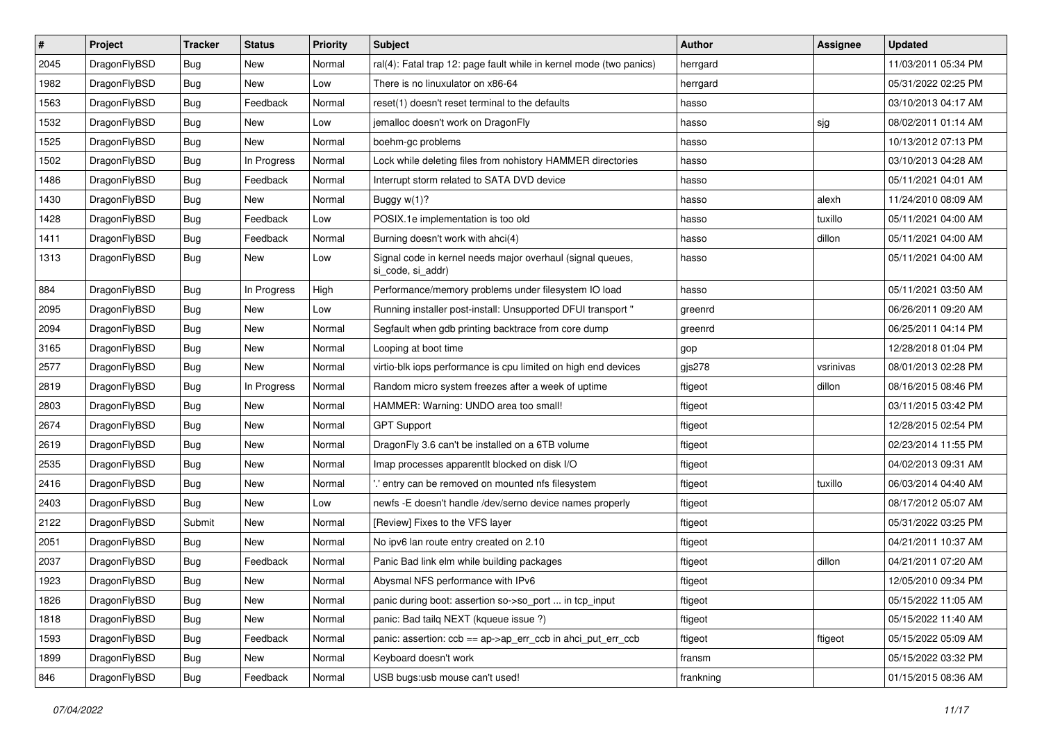| # | Project | Tracker | Status | Priority | Subject | Author | Assignee | Updated |
|---|---|---|---|---|---|---|---|---|
| 2045 | DragonFlyBSD | Bug | New | Normal | ral(4): Fatal trap 12: page fault while in kernel mode (two panics) | herrgard | | 11/03/2011 05:34 PM |
| 1982 | DragonFlyBSD | Bug | New | Low | There is no linuxulator on x86-64 | herrgard | | 05/31/2022 02:25 PM |
| 1563 | DragonFlyBSD | Bug | Feedback | Normal | reset(1) doesn't reset terminal to the defaults | hasso | | 03/10/2013 04:17 AM |
| 1532 | DragonFlyBSD | Bug | New | Low | jemalloc doesn't work on DragonFly | hasso | sjg | 08/02/2011 01:14 AM |
| 1525 | DragonFlyBSD | Bug | New | Normal | boehm-gc problems | hasso | | 10/13/2012 07:13 PM |
| 1502 | DragonFlyBSD | Bug | In Progress | Normal | Lock while deleting files from nohistory HAMMER directories | hasso | | 03/10/2013 04:28 AM |
| 1486 | DragonFlyBSD | Bug | Feedback | Normal | Interrupt storm related to SATA DVD device | hasso | | 05/11/2021 04:01 AM |
| 1430 | DragonFlyBSD | Bug | New | Normal | Buggy w(1)? | hasso | alexh | 11/24/2010 08:09 AM |
| 1428 | DragonFlyBSD | Bug | Feedback | Low | POSIX.1e implementation is too old | hasso | tuxillo | 05/11/2021 04:00 AM |
| 1411 | DragonFlyBSD | Bug | Feedback | Normal | Burning doesn't work with ahci(4) | hasso | dillon | 05/11/2021 04:00 AM |
| 1313 | DragonFlyBSD | Bug | New | Low | Signal code in kernel needs major overhaul (signal queues, si_code, si_addr) | hasso | | 05/11/2021 04:00 AM |
| 884 | DragonFlyBSD | Bug | In Progress | High | Performance/memory problems under filesystem IO load | hasso | | 05/11/2021 03:50 AM |
| 2095 | DragonFlyBSD | Bug | New | Low | Running installer post-install: Unsupported DFUI transport " | greenrd | | 06/26/2011 09:20 AM |
| 2094 | DragonFlyBSD | Bug | New | Normal | Segfault when gdb printing backtrace from core dump | greenrd | | 06/25/2011 04:14 PM |
| 3165 | DragonFlyBSD | Bug | New | Normal | Looping at boot time | gop | | 12/28/2018 01:04 PM |
| 2577 | DragonFlyBSD | Bug | New | Normal | virtio-blk iops performance is cpu limited on high end devices | gjs278 | vsrinivas | 08/01/2013 02:28 PM |
| 2819 | DragonFlyBSD | Bug | In Progress | Normal | Random micro system freezes after a week of uptime | ftigeot | dillon | 08/16/2015 08:46 PM |
| 2803 | DragonFlyBSD | Bug | New | Normal | HAMMER: Warning: UNDO area too small! | ftigeot | | 03/11/2015 03:42 PM |
| 2674 | DragonFlyBSD | Bug | New | Normal | GPT Support | ftigeot | | 12/28/2015 02:54 PM |
| 2619 | DragonFlyBSD | Bug | New | Normal | DragonFly 3.6 can't be installed on a 6TB volume | ftigeot | | 02/23/2014 11:55 PM |
| 2535 | DragonFlyBSD | Bug | New | Normal | Imap processes apparentlt blocked on disk I/O | ftigeot | | 04/02/2013 09:31 AM |
| 2416 | DragonFlyBSD | Bug | New | Normal | '.' entry can be removed on mounted nfs filesystem | ftigeot | tuxillo | 06/03/2014 04:40 AM |
| 2403 | DragonFlyBSD | Bug | New | Low | newfs -E doesn't handle /dev/serno device names properly | ftigeot | | 08/17/2012 05:07 AM |
| 2122 | DragonFlyBSD | Submit | New | Normal | [Review] Fixes to the VFS layer | ftigeot | | 05/31/2022 03:25 PM |
| 2051 | DragonFlyBSD | Bug | New | Normal | No ipv6 lan route entry created on 2.10 | ftigeot | | 04/21/2011 10:37 AM |
| 2037 | DragonFlyBSD | Bug | Feedback | Normal | Panic Bad link elm while building packages | ftigeot | dillon | 04/21/2011 07:20 AM |
| 1923 | DragonFlyBSD | Bug | New | Normal | Abysmal NFS performance with IPv6 | ftigeot | | 12/05/2010 09:34 PM |
| 1826 | DragonFlyBSD | Bug | New | Normal | panic during boot: assertion so->so_port ... in tcp_input | ftigeot | | 05/15/2022 11:05 AM |
| 1818 | DragonFlyBSD | Bug | New | Normal | panic: Bad tailq NEXT (kqueue issue ?) | ftigeot | | 05/15/2022 11:40 AM |
| 1593 | DragonFlyBSD | Bug | Feedback | Normal | panic: assertion: ccb == ap->ap_err_ccb in ahci_put_err_ccb | ftigeot | ftigeot | 05/15/2022 05:09 AM |
| 1899 | DragonFlyBSD | Bug | New | Normal | Keyboard doesn't work | fransm | | 05/15/2022 03:32 PM |
| 846 | DragonFlyBSD | Bug | Feedback | Normal | USB bugs:usb mouse can't used! | frankning | | 01/15/2015 08:36 AM |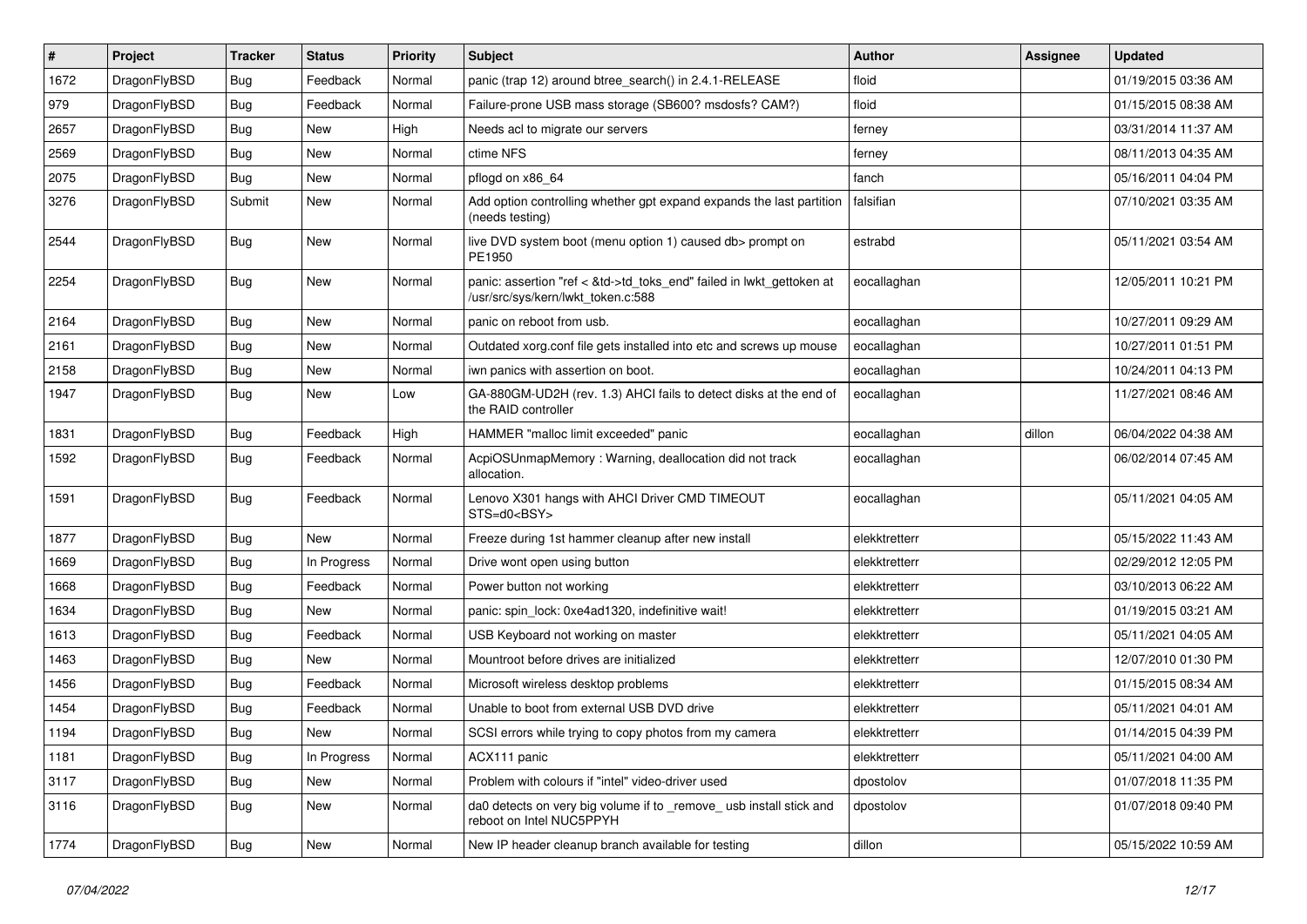| # | Project | Tracker | Status | Priority | Subject | Author | Assignee | Updated |
|---|---|---|---|---|---|---|---|---|
| 1672 | DragonFlyBSD | Bug | Feedback | Normal | panic (trap 12) around btree_search() in 2.4.1-RELEASE | floid | | 01/19/2015 03:36 AM |
| 979 | DragonFlyBSD | Bug | Feedback | Normal | Failure-prone USB mass storage (SB600? msdosfs? CAM?) | floid | | 01/15/2015 08:38 AM |
| 2657 | DragonFlyBSD | Bug | New | High | Needs acl to migrate our servers | ferney | | 03/31/2014 11:37 AM |
| 2569 | DragonFlyBSD | Bug | New | Normal | ctime NFS | ferney | | 08/11/2013 04:35 AM |
| 2075 | DragonFlyBSD | Bug | New | Normal | pflogd on x86_64 | fanch | | 05/16/2011 04:04 PM |
| 3276 | DragonFlyBSD | Submit | New | Normal | Add option controlling whether gpt expand expands the last partition (needs testing) | falsifian | | 07/10/2021 03:35 AM |
| 2544 | DragonFlyBSD | Bug | New | Normal | live DVD system boot (menu option 1) caused db> prompt on PE1950 | estrabd | | 05/11/2021 03:54 AM |
| 2254 | DragonFlyBSD | Bug | New | Normal | panic: assertion "ref < &td->td_toks_end" failed in lwkt_gettoken at /usr/src/sys/kern/lwkt_token.c:588 | eocallaghan | | 12/05/2011 10:21 PM |
| 2164 | DragonFlyBSD | Bug | New | Normal | panic on reboot from usb. | eocallaghan | | 10/27/2011 09:29 AM |
| 2161 | DragonFlyBSD | Bug | New | Normal | Outdated xorg.conf file gets installed into etc and screws up mouse | eocallaghan | | 10/27/2011 01:51 PM |
| 2158 | DragonFlyBSD | Bug | New | Normal | iwn panics with assertion on boot. | eocallaghan | | 10/24/2011 04:13 PM |
| 1947 | DragonFlyBSD | Bug | New | Low | GA-880GM-UD2H (rev. 1.3) AHCI fails to detect disks at the end of the RAID controller | eocallaghan | | 11/27/2021 08:46 AM |
| 1831 | DragonFlyBSD | Bug | Feedback | High | HAMMER "malloc limit exceeded" panic | eocallaghan | dillon | 06/04/2022 04:38 AM |
| 1592 | DragonFlyBSD | Bug | Feedback | Normal | AcpiOSUnmapMemory : Warning, deallocation did not track allocation. | eocallaghan | | 06/02/2014 07:45 AM |
| 1591 | DragonFlyBSD | Bug | Feedback | Normal | Lenovo X301 hangs with AHCI Driver CMD TIMEOUT STS=d0<BSY> | eocallaghan | | 05/11/2021 04:05 AM |
| 1877 | DragonFlyBSD | Bug | New | Normal | Freeze during 1st hammer cleanup after new install | elekktretterr | | 05/15/2022 11:43 AM |
| 1669 | DragonFlyBSD | Bug | In Progress | Normal | Drive wont open using button | elekktretterr | | 02/29/2012 12:05 PM |
| 1668 | DragonFlyBSD | Bug | Feedback | Normal | Power button not working | elekktretterr | | 03/10/2013 06:22 AM |
| 1634 | DragonFlyBSD | Bug | New | Normal | panic: spin_lock: 0xe4ad1320, indefinitive wait! | elekktretterr | | 01/19/2015 03:21 AM |
| 1613 | DragonFlyBSD | Bug | Feedback | Normal | USB Keyboard not working on master | elekktretterr | | 05/11/2021 04:05 AM |
| 1463 | DragonFlyBSD | Bug | New | Normal | Mountroot before drives are initialized | elekktretterr | | 12/07/2010 01:30 PM |
| 1456 | DragonFlyBSD | Bug | Feedback | Normal | Microsoft wireless desktop problems | elekktretterr | | 01/15/2015 08:34 AM |
| 1454 | DragonFlyBSD | Bug | Feedback | Normal | Unable to boot from external USB DVD drive | elekktretterr | | 05/11/2021 04:01 AM |
| 1194 | DragonFlyBSD | Bug | New | Normal | SCSI errors while trying to copy photos from my camera | elekktretterr | | 01/14/2015 04:39 PM |
| 1181 | DragonFlyBSD | Bug | In Progress | Normal | ACX111 panic | elekktretterr | | 05/11/2021 04:00 AM |
| 3117 | DragonFlyBSD | Bug | New | Normal | Problem with colours if "intel" video-driver used | dpostolov | | 01/07/2018 11:35 PM |
| 3116 | DragonFlyBSD | Bug | New | Normal | da0 detects on very big volume if to _remove_ usb install stick and reboot on Intel NUC5PPYH | dpostolov | | 01/07/2018 09:40 PM |
| 1774 | DragonFlyBSD | Bug | New | Normal | New IP header cleanup branch available for testing | dillon | | 05/15/2022 10:59 AM |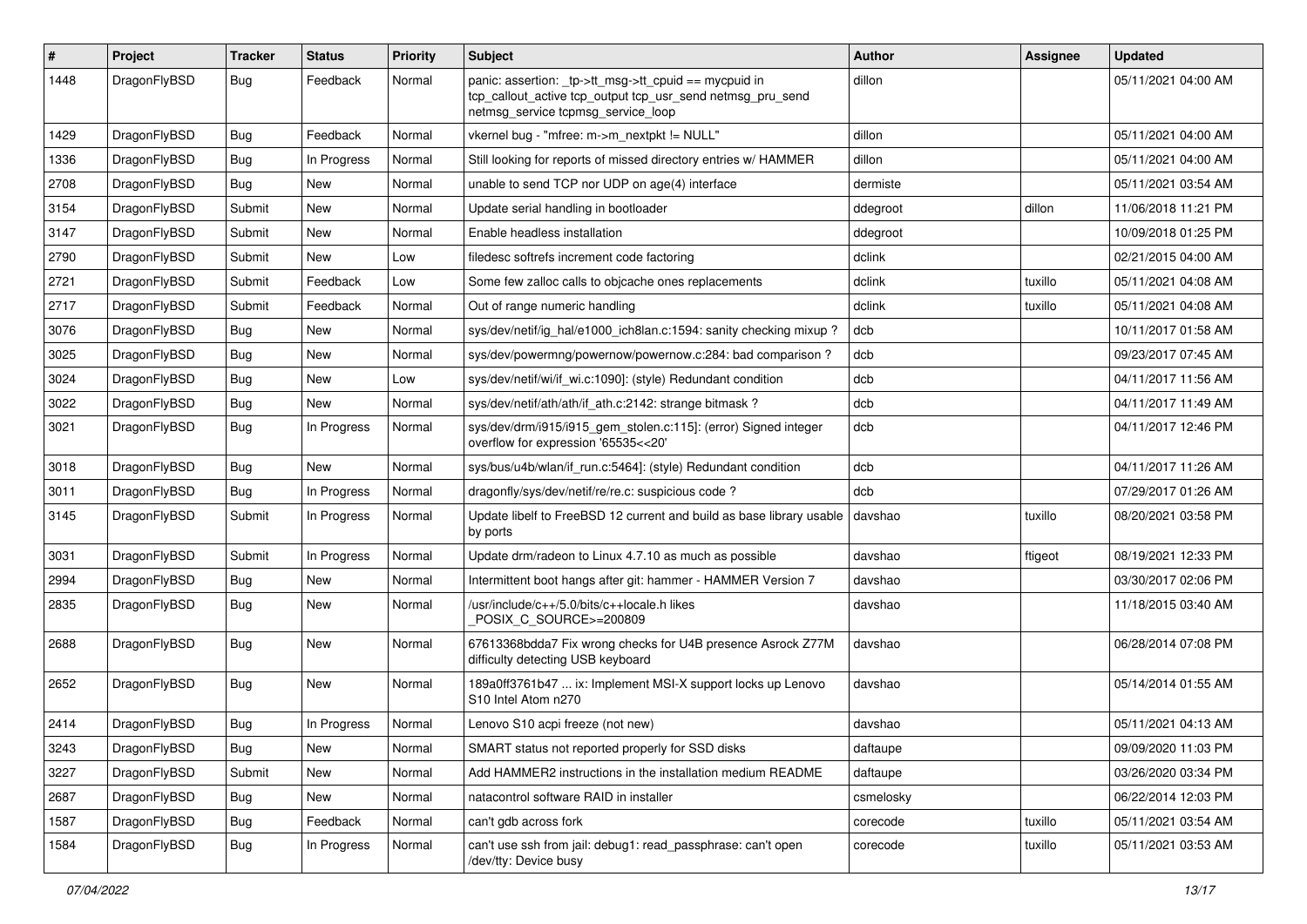| # | Project | Tracker | Status | Priority | Subject | Author | Assignee | Updated |
|---|---|---|---|---|---|---|---|---|
| 1448 | DragonFlyBSD | Bug | Feedback | Normal | panic: assertion: _tp->tt_msg->tt_cpuid == mycpuid in tcp_callout_active tcp_output tcp_usr_send netmsg_pru_send netmsg_service tcpmsg_service_loop | dillon | | 05/11/2021 04:00 AM |
| 1429 | DragonFlyBSD | Bug | Feedback | Normal | vkernel bug - "mfree: m->m_nextpkt != NULL" | dillon | | 05/11/2021 04:00 AM |
| 1336 | DragonFlyBSD | Bug | In Progress | Normal | Still looking for reports of missed directory entries w/ HAMMER | dillon | | 05/11/2021 04:00 AM |
| 2708 | DragonFlyBSD | Bug | New | Normal | unable to send TCP nor UDP on age(4) interface | dermiste | | 05/11/2021 03:54 AM |
| 3154 | DragonFlyBSD | Submit | New | Normal | Update serial handling in bootloader | ddegroot | dillon | 11/06/2018 11:21 PM |
| 3147 | DragonFlyBSD | Submit | New | Normal | Enable headless installation | ddegroot | | 10/09/2018 01:25 PM |
| 2790 | DragonFlyBSD | Submit | New | Low | filedesc softrefs increment code factoring | dclink | | 02/21/2015 04:00 AM |
| 2721 | DragonFlyBSD | Submit | Feedback | Low | Some few zalloc calls to objcache ones replacements | dclink | tuxillo | 05/11/2021 04:08 AM |
| 2717 | DragonFlyBSD | Submit | Feedback | Normal | Out of range numeric handling | dclink | tuxillo | 05/11/2021 04:08 AM |
| 3076 | DragonFlyBSD | Bug | New | Normal | sys/dev/netif/ig_hal/e1000_ich8lan.c:1594: sanity checking mixup ? | dcb | | 10/11/2017 01:58 AM |
| 3025 | DragonFlyBSD | Bug | New | Normal | sys/dev/powermng/powernow/powernow.c:284: bad comparison ? | dcb | | 09/23/2017 07:45 AM |
| 3024 | DragonFlyBSD | Bug | New | Low | sys/dev/netif/wi/if_wi.c:1090]: (style) Redundant condition | dcb | | 04/11/2017 11:56 AM |
| 3022 | DragonFlyBSD | Bug | New | Normal | sys/dev/netif/ath/ath/if_ath.c:2142: strange bitmask ? | dcb | | 04/11/2017 11:49 AM |
| 3021 | DragonFlyBSD | Bug | In Progress | Normal | sys/dev/drm/i915/i915_gem_stolen.c:115]: (error) Signed integer overflow for expression '65535<<20' | dcb | | 04/11/2017 12:46 PM |
| 3018 | DragonFlyBSD | Bug | New | Normal | sys/bus/u4b/wlan/if_run.c:5464]: (style) Redundant condition | dcb | | 04/11/2017 11:26 AM |
| 3011 | DragonFlyBSD | Bug | In Progress | Normal | dragonfly/sys/dev/netif/re/re.c: suspicious code ? | dcb | | 07/29/2017 01:26 AM |
| 3145 | DragonFlyBSD | Submit | In Progress | Normal | Update libelf to FreeBSD 12 current and build as base library usable by ports | davshao | tuxillo | 08/20/2021 03:58 PM |
| 3031 | DragonFlyBSD | Submit | In Progress | Normal | Update drm/radeon to Linux 4.7.10 as much as possible | davshao | ftigeot | 08/19/2021 12:33 PM |
| 2994 | DragonFlyBSD | Bug | New | Normal | Intermittent boot hangs after git: hammer - HAMMER Version 7 | davshao | | 03/30/2017 02:06 PM |
| 2835 | DragonFlyBSD | Bug | New | Normal | /usr/include/c++/5.0/bits/c++locale.h likes _POSIX_C_SOURCE>=200809 | davshao | | 11/18/2015 03:40 AM |
| 2688 | DragonFlyBSD | Bug | New | Normal | 67613368bdda7 Fix wrong checks for U4B presence Asrock Z77M difficulty detecting USB keyboard | davshao | | 06/28/2014 07:08 PM |
| 2652 | DragonFlyBSD | Bug | New | Normal | 189a0ff3761b47 ... ix: Implement MSI-X support locks up Lenovo S10 Intel Atom n270 | davshao | | 05/14/2014 01:55 AM |
| 2414 | DragonFlyBSD | Bug | In Progress | Normal | Lenovo S10 acpi freeze (not new) | davshao | | 05/11/2021 04:13 AM |
| 3243 | DragonFlyBSD | Bug | New | Normal | SMART status not reported properly for SSD disks | daftaupe | | 09/09/2020 11:03 PM |
| 3227 | DragonFlyBSD | Submit | New | Normal | Add HAMMER2 instructions in the installation medium README | daftaupe | | 03/26/2020 03:34 PM |
| 2687 | DragonFlyBSD | Bug | New | Normal | natacontrol software RAID in installer | csmelosky | | 06/22/2014 12:03 PM |
| 1587 | DragonFlyBSD | Bug | Feedback | Normal | can't gdb across fork | corecode | tuxillo | 05/11/2021 03:54 AM |
| 1584 | DragonFlyBSD | Bug | In Progress | Normal | can't use ssh from jail: debug1: read_passphrase: can't open /dev/tty: Device busy | corecode | tuxillo | 05/11/2021 03:53 AM |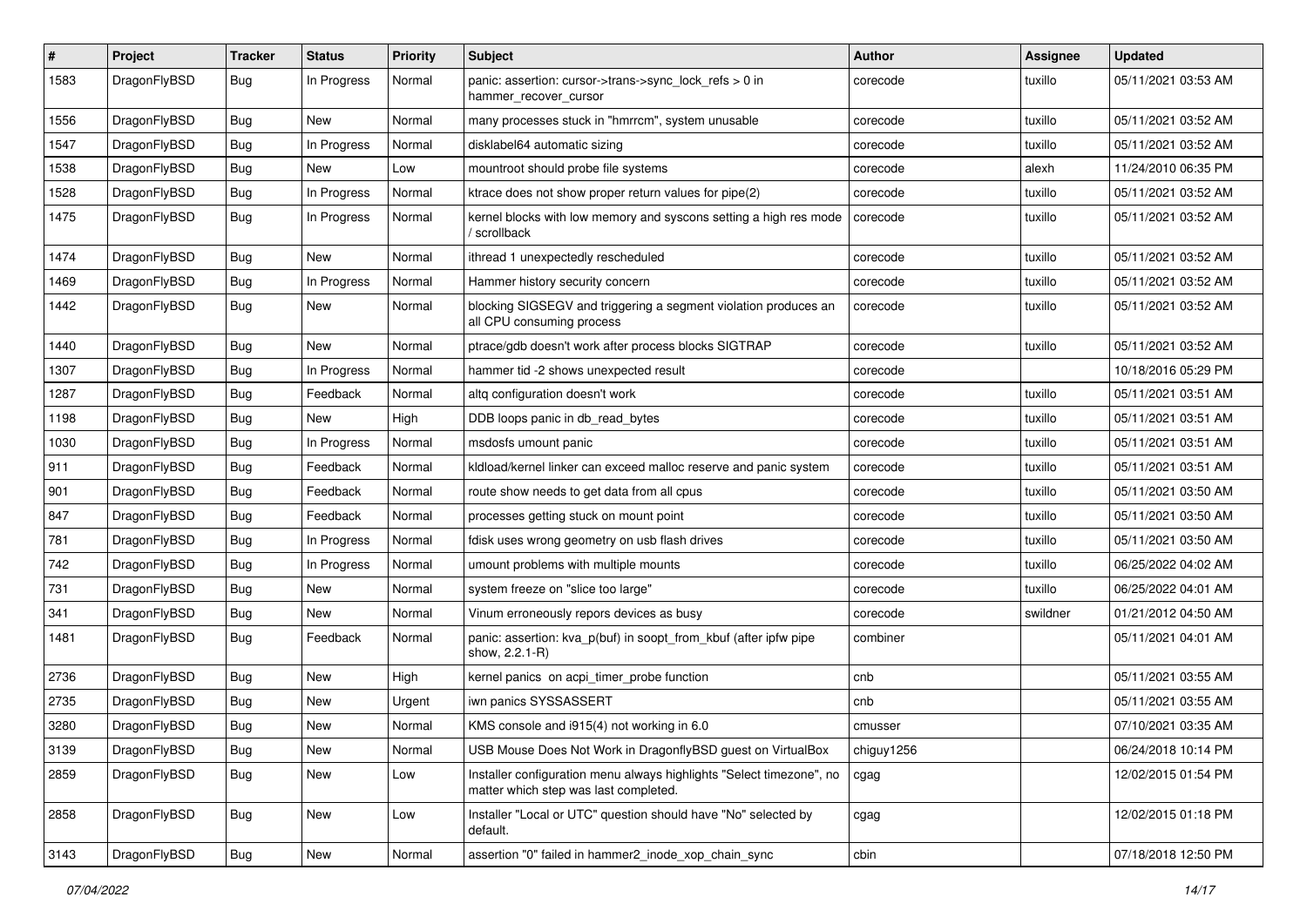| # | Project | Tracker | Status | Priority | Subject | Author | Assignee | Updated |
|---|---|---|---|---|---|---|---|---|
| 1583 | DragonFlyBSD | Bug | In Progress | Normal | panic: assertion: cursor->trans->sync_lock_refs > 0 in hammer_recover_cursor | corecode | tuxillo | 05/11/2021 03:53 AM |
| 1556 | DragonFlyBSD | Bug | New | Normal | many processes stuck in "hmrrcm", system unusable | corecode | tuxillo | 05/11/2021 03:52 AM |
| 1547 | DragonFlyBSD | Bug | In Progress | Normal | disklabel64 automatic sizing | corecode | tuxillo | 05/11/2021 03:52 AM |
| 1538 | DragonFlyBSD | Bug | New | Low | mountroot should probe file systems | corecode | alexh | 11/24/2010 06:35 PM |
| 1528 | DragonFlyBSD | Bug | In Progress | Normal | ktrace does not show proper return values for pipe(2) | corecode | tuxillo | 05/11/2021 03:52 AM |
| 1475 | DragonFlyBSD | Bug | In Progress | Normal | kernel blocks with low memory and syscons setting a high res mode / scrollback | corecode | tuxillo | 05/11/2021 03:52 AM |
| 1474 | DragonFlyBSD | Bug | New | Normal | ithread 1 unexpectedly rescheduled | corecode | tuxillo | 05/11/2021 03:52 AM |
| 1469 | DragonFlyBSD | Bug | In Progress | Normal | Hammer history security concern | corecode | tuxillo | 05/11/2021 03:52 AM |
| 1442 | DragonFlyBSD | Bug | New | Normal | blocking SIGSEGV and triggering a segment violation produces an all CPU consuming process | corecode | tuxillo | 05/11/2021 03:52 AM |
| 1440 | DragonFlyBSD | Bug | New | Normal | ptrace/gdb doesn't work after process blocks SIGTRAP | corecode | tuxillo | 05/11/2021 03:52 AM |
| 1307 | DragonFlyBSD | Bug | In Progress | Normal | hammer tid -2 shows unexpected result | corecode | | 10/18/2016 05:29 PM |
| 1287 | DragonFlyBSD | Bug | Feedback | Normal | altq configuration doesn't work | corecode | tuxillo | 05/11/2021 03:51 AM |
| 1198 | DragonFlyBSD | Bug | New | High | DDB loops panic in db_read_bytes | corecode | tuxillo | 05/11/2021 03:51 AM |
| 1030 | DragonFlyBSD | Bug | In Progress | Normal | msdosfs umount panic | corecode | tuxillo | 05/11/2021 03:51 AM |
| 911 | DragonFlyBSD | Bug | Feedback | Normal | kldload/kernel linker can exceed malloc reserve and panic system | corecode | tuxillo | 05/11/2021 03:51 AM |
| 901 | DragonFlyBSD | Bug | Feedback | Normal | route show needs to get data from all cpus | corecode | tuxillo | 05/11/2021 03:50 AM |
| 847 | DragonFlyBSD | Bug | Feedback | Normal | processes getting stuck on mount point | corecode | tuxillo | 05/11/2021 03:50 AM |
| 781 | DragonFlyBSD | Bug | In Progress | Normal | fdisk uses wrong geometry on usb flash drives | corecode | tuxillo | 05/11/2021 03:50 AM |
| 742 | DragonFlyBSD | Bug | In Progress | Normal | umount problems with multiple mounts | corecode | tuxillo | 06/25/2022 04:02 AM |
| 731 | DragonFlyBSD | Bug | New | Normal | system freeze on "slice too large" | corecode | tuxillo | 06/25/2022 04:01 AM |
| 341 | DragonFlyBSD | Bug | New | Normal | Vinum erroneously repors devices as busy | corecode | swildner | 01/21/2012 04:50 AM |
| 1481 | DragonFlyBSD | Bug | Feedback | Normal | panic: assertion: kva_p(buf) in soopt_from_kbuf (after ipfw pipe show, 2.2.1-R) | combiner | | 05/11/2021 04:01 AM |
| 2736 | DragonFlyBSD | Bug | New | High | kernel panics on acpi_timer_probe function | cnb | | 05/11/2021 03:55 AM |
| 2735 | DragonFlyBSD | Bug | New | Urgent | iwn panics SYSSASSERT | cnb | | 05/11/2021 03:55 AM |
| 3280 | DragonFlyBSD | Bug | New | Normal | KMS console and i915(4) not working in 6.0 | cmusser | | 07/10/2021 03:35 AM |
| 3139 | DragonFlyBSD | Bug | New | Normal | USB Mouse Does Not Work in DragonflyBSD guest on VirtualBox | chiguy1256 | | 06/24/2018 10:14 PM |
| 2859 | DragonFlyBSD | Bug | New | Low | Installer configuration menu always highlights "Select timezone", no matter which step was last completed. | cgag | | 12/02/2015 01:54 PM |
| 2858 | DragonFlyBSD | Bug | New | Low | Installer "Local or UTC" question should have "No" selected by default. | cgag | | 12/02/2015 01:18 PM |
| 3143 | DragonFlyBSD | Bug | New | Normal | assertion "0" failed in hammer2_inode_xop_chain_sync | cbin | | 07/18/2018 12:50 PM |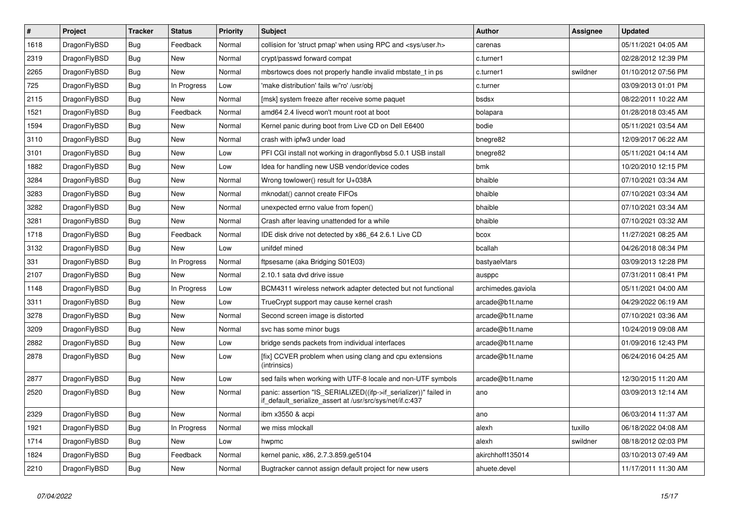| # | Project | Tracker | Status | Priority | Subject | Author | Assignee | Updated |
|---|---|---|---|---|---|---|---|---|
| 1618 | DragonFlyBSD | Bug | Feedback | Normal | collision for 'struct pmap' when using RPC and <sys/user.h> | carenas | | 05/11/2021 04:05 AM |
| 2319 | DragonFlyBSD | Bug | New | Normal | crypt/passwd forward compat | c.turner1 | | 02/28/2012 12:39 PM |
| 2265 | DragonFlyBSD | Bug | New | Normal | mbsrtowcs does not properly handle invalid mbstate_t in ps | c.turner1 | swildner | 01/10/2012 07:56 PM |
| 725 | DragonFlyBSD | Bug | In Progress | Low | 'make distribution' fails w/'ro' /usr/obj | c.turner | | 03/09/2013 01:01 PM |
| 2115 | DragonFlyBSD | Bug | New | Normal | [msk] system freeze after receive some paquet | bsdsx | | 08/22/2011 10:22 AM |
| 1521 | DragonFlyBSD | Bug | Feedback | Normal | amd64 2.4 livecd won't mount root at boot | bolapara | | 01/28/2018 03:45 AM |
| 1594 | DragonFlyBSD | Bug | New | Normal | Kernel panic during boot from Live CD on Dell E6400 | bodie | | 05/11/2021 03:54 AM |
| 3110 | DragonFlyBSD | Bug | New | Normal | crash with ipfw3 under load | bnegre82 | | 12/09/2017 06:22 AM |
| 3101 | DragonFlyBSD | Bug | New | Low | PFI CGI install not working in dragonflybsd 5.0.1 USB install | bnegre82 | | 05/11/2021 04:14 AM |
| 1882 | DragonFlyBSD | Bug | New | Low | Idea for handling new USB vendor/device codes | bmk | | 10/20/2010 12:15 PM |
| 3284 | DragonFlyBSD | Bug | New | Normal | Wrong towlower() result for U+038A | bhaible | | 07/10/2021 03:34 AM |
| 3283 | DragonFlyBSD | Bug | New | Normal | mknodat() cannot create FIFOs | bhaible | | 07/10/2021 03:34 AM |
| 3282 | DragonFlyBSD | Bug | New | Normal | unexpected errno value from fopen() | bhaible | | 07/10/2021 03:34 AM |
| 3281 | DragonFlyBSD | Bug | New | Normal | Crash after leaving unattended for a while | bhaible | | 07/10/2021 03:32 AM |
| 1718 | DragonFlyBSD | Bug | Feedback | Normal | IDE disk drive not detected by x86_64 2.6.1 Live CD | bcox | | 11/27/2021 08:25 AM |
| 3132 | DragonFlyBSD | Bug | New | Low | unifdef mined | bcallah | | 04/26/2018 08:34 PM |
| 331 | DragonFlyBSD | Bug | In Progress | Normal | ftpsesame (aka Bridging S01E03) | bastyaelvtars | | 03/09/2013 12:28 PM |
| 2107 | DragonFlyBSD | Bug | New | Normal | 2.10.1 sata dvd drive issue | ausppc | | 07/31/2011 08:41 PM |
| 1148 | DragonFlyBSD | Bug | In Progress | Low | BCM4311 wireless network adapter detected but not functional | archimedes.gaviola | | 05/11/2021 04:00 AM |
| 3311 | DragonFlyBSD | Bug | New | Low | TrueCrypt support may cause kernel crash | arcade@b1t.name | | 04/29/2022 06:19 AM |
| 3278 | DragonFlyBSD | Bug | New | Normal | Second screen image is distorted | arcade@b1t.name | | 07/10/2021 03:36 AM |
| 3209 | DragonFlyBSD | Bug | New | Normal | svc has some minor bugs | arcade@b1t.name | | 10/24/2019 09:08 AM |
| 2882 | DragonFlyBSD | Bug | New | Low | bridge sends packets from individual interfaces | arcade@b1t.name | | 01/09/2016 12:43 PM |
| 2878 | DragonFlyBSD | Bug | New | Low | [fix] CCVER problem when using clang and cpu extensions (intrinsics) | arcade@b1t.name | | 06/24/2016 04:25 AM |
| 2877 | DragonFlyBSD | Bug | New | Low | sed fails when working with UTF-8 locale and non-UTF symbols | arcade@b1t.name | | 12/30/2015 11:20 AM |
| 2520 | DragonFlyBSD | Bug | New | Normal | panic: assertion "IS_SERIALIZED((ifp->if_serializer))" failed in if_default_serialize_assert at /usr/src/sys/net/if.c:437 | ano | | 03/09/2013 12:14 AM |
| 2329 | DragonFlyBSD | Bug | New | Normal | ibm x3550 & acpi | ano | | 06/03/2014 11:37 AM |
| 1921 | DragonFlyBSD | Bug | In Progress | Normal | we miss mlockall | alexh | tuxillo | 06/18/2022 04:08 AM |
| 1714 | DragonFlyBSD | Bug | New | Low | hwpmc | alexh | swildner | 08/18/2012 02:03 PM |
| 1824 | DragonFlyBSD | Bug | Feedback | Normal | kernel panic, x86, 2.7.3.859.ge5104 | akirchhoff135014 | | 03/10/2013 07:49 AM |
| 2210 | DragonFlyBSD | Bug | New | Normal | Bugtracker cannot assign default project for new users | ahuete.devel | | 11/17/2011 11:30 AM |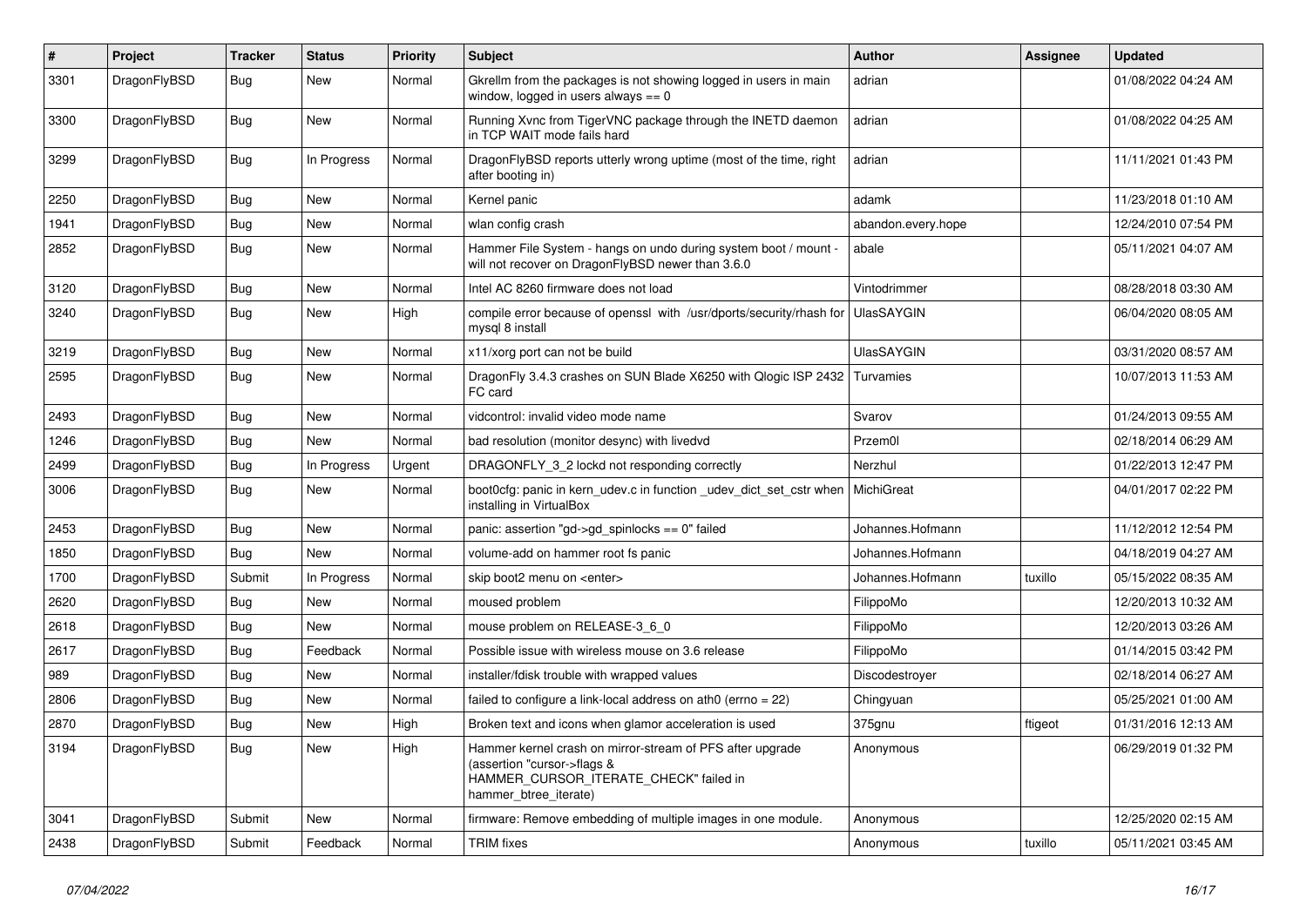| # | Project | Tracker | Status | Priority | Subject | Author | Assignee | Updated |
|---|---|---|---|---|---|---|---|---|
| 3301 | DragonFlyBSD | Bug | New | Normal | Gkrellm from the packages is not showing logged in users in main window, logged in users always == 0 | adrian | | 01/08/2022 04:24 AM |
| 3300 | DragonFlyBSD | Bug | New | Normal | Running Xvnc from TigerVNC package through the INETD daemon in TCP WAIT mode fails hard | adrian | | 01/08/2022 04:25 AM |
| 3299 | DragonFlyBSD | Bug | In Progress | Normal | DragonFlyBSD reports utterly wrong uptime (most of the time, right after booting in) | adrian | | 11/11/2021 01:43 PM |
| 2250 | DragonFlyBSD | Bug | New | Normal | Kernel panic | adamk | | 11/23/2018 01:10 AM |
| 1941 | DragonFlyBSD | Bug | New | Normal | wlan config crash | abandon.every.hope | | 12/24/2010 07:54 PM |
| 2852 | DragonFlyBSD | Bug | New | Normal | Hammer File System - hangs on undo during system boot / mount - will not recover on DragonFlyBSD newer than 3.6.0 | abale | | 05/11/2021 04:07 AM |
| 3120 | DragonFlyBSD | Bug | New | Normal | Intel AC 8260 firmware does not load | Vintodrimmer | | 08/28/2018 03:30 AM |
| 3240 | DragonFlyBSD | Bug | New | High | compile error because of openssl with /usr/dports/security/rhash for mysql 8 install | UlasSAYGIN | | 06/04/2020 08:05 AM |
| 3219 | DragonFlyBSD | Bug | New | Normal | x11/xorg port can not be build | UlasSAYGIN | | 03/31/2020 08:57 AM |
| 2595 | DragonFlyBSD | Bug | New | Normal | DragonFly 3.4.3 crashes on SUN Blade X6250 with Qlogic ISP 2432 FC card | Turvamies | | 10/07/2013 11:53 AM |
| 2493 | DragonFlyBSD | Bug | New | Normal | vidcontrol: invalid video mode name | Svarov | | 01/24/2013 09:55 AM |
| 1246 | DragonFlyBSD | Bug | New | Normal | bad resolution (monitor desync) with livedvd | Przem0l | | 02/18/2014 06:29 AM |
| 2499 | DragonFlyBSD | Bug | In Progress | Urgent | DRAGONFLY_3_2 lockd not responding correctly | Nerzhul | | 01/22/2013 12:47 PM |
| 3006 | DragonFlyBSD | Bug | New | Normal | boot0cfg: panic in kern_udev.c in function _udev_dict_set_cstr when installing in VirtualBox | MichiGreat | | 04/01/2017 02:22 PM |
| 2453 | DragonFlyBSD | Bug | New | Normal | panic: assertion "gd->gd_spinlocks == 0" failed | Johannes.Hofmann | | 11/12/2012 12:54 PM |
| 1850 | DragonFlyBSD | Bug | New | Normal | volume-add on hammer root fs panic | Johannes.Hofmann | | 04/18/2019 04:27 AM |
| 1700 | DragonFlyBSD | Submit | In Progress | Normal | skip boot2 menu on <enter> | Johannes.Hofmann | tuxillo | 05/15/2022 08:35 AM |
| 2620 | DragonFlyBSD | Bug | New | Normal | moused problem | FilippoMo | | 12/20/2013 10:32 AM |
| 2618 | DragonFlyBSD | Bug | New | Normal | mouse problem on RELEASE-3_6_0 | FilippoMo | | 12/20/2013 03:26 AM |
| 2617 | DragonFlyBSD | Bug | Feedback | Normal | Possible issue with wireless mouse on 3.6 release | FilippoMo | | 01/14/2015 03:42 PM |
| 989 | DragonFlyBSD | Bug | New | Normal | installer/fdisk trouble with wrapped values | Discodestroyer | | 02/18/2014 06:27 AM |
| 2806 | DragonFlyBSD | Bug | New | Normal | failed to configure a link-local address on ath0 (errno = 22) | Chingyuan | | 05/25/2021 01:00 AM |
| 2870 | DragonFlyBSD | Bug | New | High | Broken text and icons when glamor acceleration is used | 375gnu | ftigeot | 01/31/2016 12:13 AM |
| 3194 | DragonFlyBSD | Bug | New | High | Hammer kernel crash on mirror-stream of PFS after upgrade (assertion "cursor->flags & HAMMER_CURSOR_ITERATE_CHECK" failed in hammer_btree_iterate) | Anonymous | | 06/29/2019 01:32 PM |
| 3041 | DragonFlyBSD | Submit | New | Normal | firmware: Remove embedding of multiple images in one module. | Anonymous | | 12/25/2020 02:15 AM |
| 2438 | DragonFlyBSD | Submit | Feedback | Normal | TRIM fixes | Anonymous | tuxillo | 05/11/2021 03:45 AM |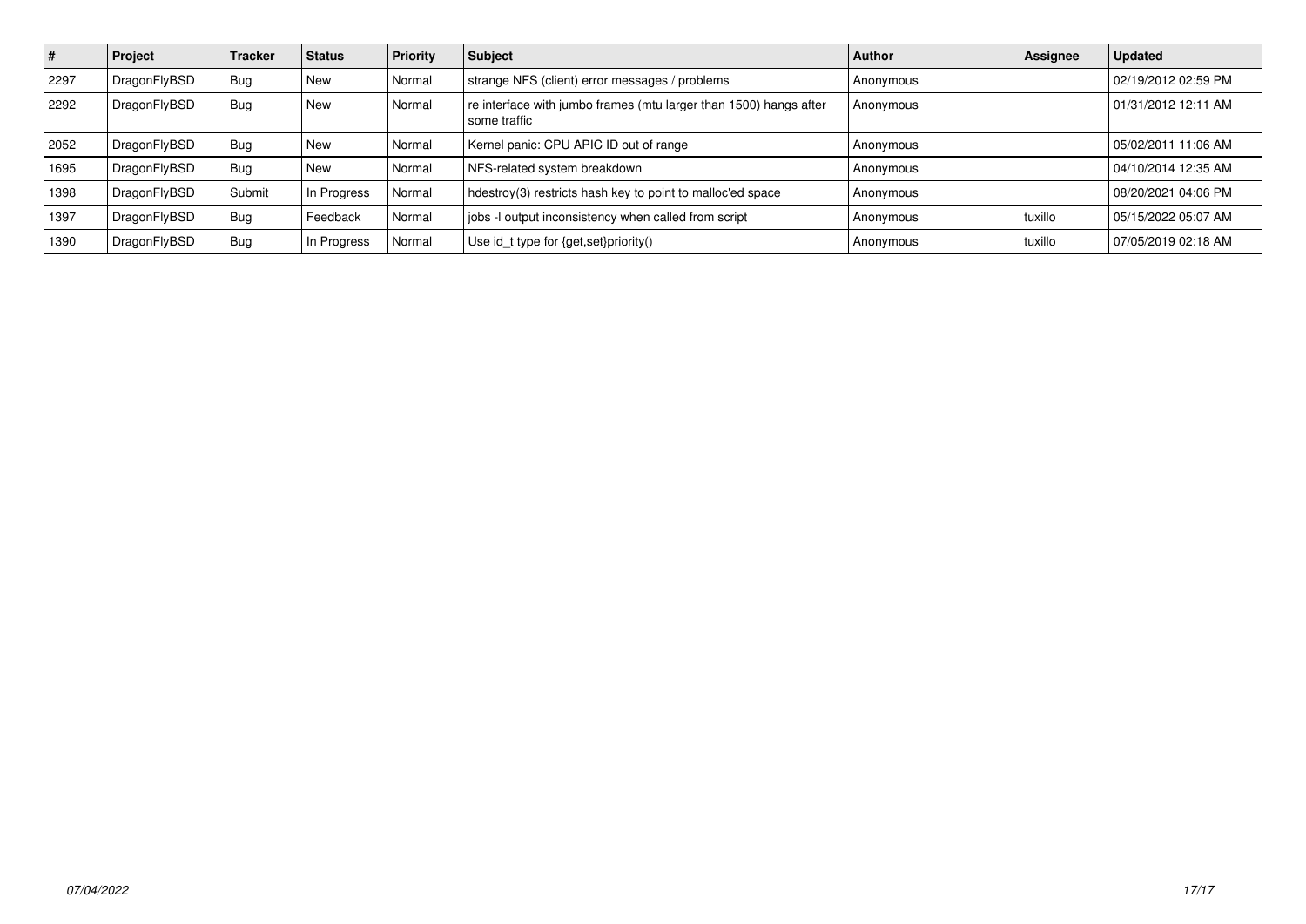| # | Project | Tracker | Status | Priority | Subject | Author | Assignee | Updated |
|---|---|---|---|---|---|---|---|---|
| 2297 | DragonFlyBSD | Bug | New | Normal | strange NFS (client) error messages / problems | Anonymous | | 02/19/2012 02:59 PM |
| 2292 | DragonFlyBSD | Bug | New | Normal | re interface with jumbo frames (mtu larger than 1500) hangs after some traffic | Anonymous | | 01/31/2012 12:11 AM |
| 2052 | DragonFlyBSD | Bug | New | Normal | Kernel panic: CPU APIC ID out of range | Anonymous | | 05/02/2011 11:06 AM |
| 1695 | DragonFlyBSD | Bug | New | Normal | NFS-related system breakdown | Anonymous | | 04/10/2014 12:35 AM |
| 1398 | DragonFlyBSD | Submit | In Progress | Normal | hdestroy(3) restricts hash key to point to malloc'ed space | Anonymous | | 08/20/2021 04:06 PM |
| 1397 | DragonFlyBSD | Bug | Feedback | Normal | jobs -l output inconsistency when called from script | Anonymous | tuxillo | 05/15/2022 05:07 AM |
| 1390 | DragonFlyBSD | Bug | In Progress | Normal | Use id_t type for {get,set}priority() | Anonymous | tuxillo | 07/05/2019 02:18 AM |

*07/04/2022*